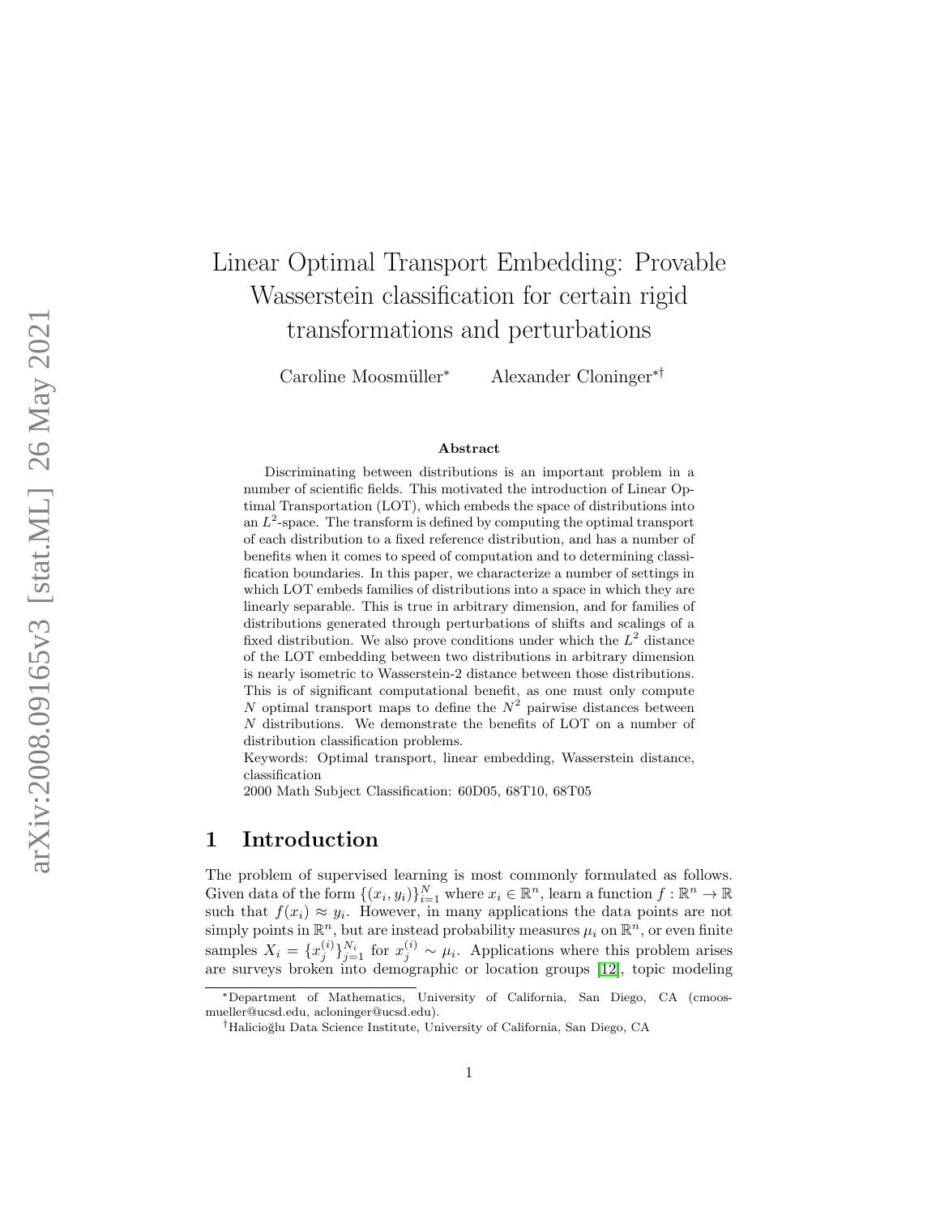# Linear Optimal Transport Embedding: Provable Wasserstein classification for certain rigid transformations and perturbations

Caroline Moosmüller[*] Alexander Cloninger[*†]

### Abstract

Discriminating between distributions is an important problem in a number of scientific fields. This motivated the introduction of Linear Optimal Transportation (LOT), which embeds the space of distributions into an $L^2$-space. The transform is defined by computing the optimal transport of each distribution to a fixed reference distribution, and has a number of benefits when it comes to speed of computation and to determining classification boundaries. In this paper, we characterize a number of settings in which LOT embeds families of distributions into a space in which they are linearly separable. This is true in arbitrary dimension, and for families of distributions generated through perturbations of shifts and scalings of a fixed distribution. We also prove conditions under which the $L^2$ distance of the LOT embedding between two distributions in arbitrary dimension is nearly isometric to Wasserstein-2 distance between those distributions. This is of significant computational benefit, as one must only compute $N$ optimal transport maps to define the $N^2$ pairwise distances between $N$ distributions. We demonstrate the benefits of LOT on a number of distribution classification problems.

Keywords: Optimal transport, linear embedding, Wasserstein distance, classification

2000 Math Subject Classification: 60D05, 68T10, 68T05

## 1 Introduction

The problem of supervised learning is most commonly formulated as follows. Given data of the form $\{(x_i, y_i)\}_{i=1}^N$ where $x_i \in \mathbb{R}^n$, learn a function $f : \mathbb{R}^n \to \mathbb{R}$ such that $f(x_i) \approx y_i$. However, in many applications the data points are not simply points in $\mathbb{R}^n$, but are instead probability measures $\mu_i$ on $\mathbb{R}^n$, or even finite samples $X_i = \{x_j^{(i)}\}_{j=1}^{N_i}$ for $x_j^{(i)} \sim \mu_i$. Applications where this problem arises are surveys broken into demographic or location groups [12], topic modeling

[*]Department of Mathematics, University of California, San Diego, CA (cmoosmueller@ucsd.edu, acloninger@ucsd.edu).

[†]Halicioğlu Data Science Institute, University of California, San Diego, CA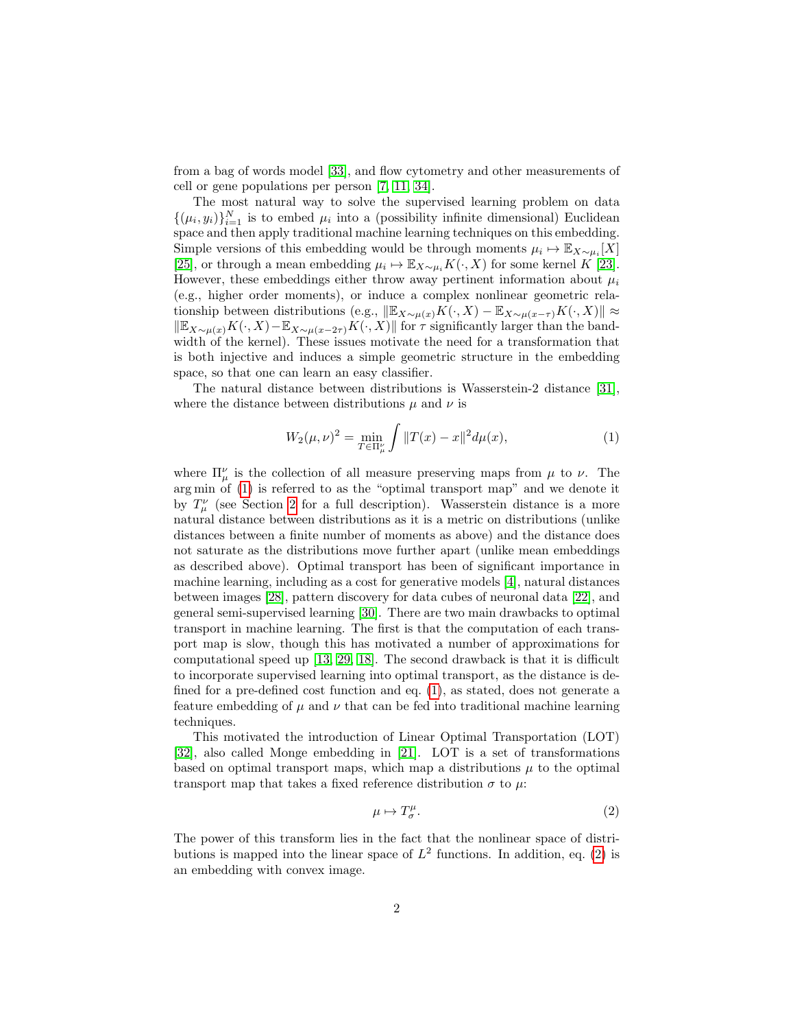from a bag of words model [33], and flow cytometry and other measurements of cell or gene populations per person [7, 11, 34].

The most natural way to solve the supervised learning problem on data $\{(\mu_i, y_i)\}_{i=1}^N$ is to embed $\mu_i$ into a (possibility infinite dimensional) Euclidean space and then apply traditional machine learning techniques on this embedding. Simple versions of this embedding would be through moments $\mu_i \mapsto \mathbb{E}_{X\sim\mu_i}[X]$ [25], or through a mean embedding $\mu_i \mapsto \mathbb{E}_{X\sim\mu_i} K(\cdot, X)$ for some kernel $K$ [23]. However, these embeddings either throw away pertinent information about $\mu_i$ (e.g., higher order moments), or induce a complex nonlinear geometric relationship between distributions (e.g., $\|\mathbb{E}_{X\sim\mu(x)} K(\cdot, X) - \mathbb{E}_{X\sim\mu(x-\tau)} K(\cdot, X)\| \approx \|\mathbb{E}_{X\sim\mu(x)} K(\cdot, X) - \mathbb{E}_{X\sim\mu(x-2\tau)} K(\cdot, X)\|$ for $\tau$ significantly larger than the bandwidth of the kernel). These issues motivate the need for a transformation that is both injective and induces a simple geometric structure in the embedding space, so that one can learn an easy classifier.

The natural distance between distributions is Wasserstein-2 distance [31], where the distance between distributions $\mu$ and $\nu$ is

$$W_2(\mu, \nu)^2 = \min_{T \in \Pi_\mu^\nu} \int \|T(x) - x\|^2 d\mu(x), \tag{1}$$

where $\Pi_\mu^\nu$ is the collection of all measure preserving maps from $\mu$ to $\nu$. The arg min of (1) is referred to as the "optimal transport map" and we denote it by $T_\mu^\nu$ (see Section 2 for a full description). Wasserstein distance is a more natural distance between distributions as it is a metric on distributions (unlike distances between a finite number of moments as above) and the distance does not saturate as the distributions move further apart (unlike mean embeddings as described above). Optimal transport has been of significant importance in machine learning, including as a cost for generative models [4], natural distances between images [28], pattern discovery for data cubes of neuronal data [22], and general semi-supervised learning [30]. There are two main drawbacks to optimal transport in machine learning. The first is that the computation of each transport map is slow, though this has motivated a number of approximations for computational speed up [13, 29, 18]. The second drawback is that it is difficult to incorporate supervised learning into optimal transport, as the distance is defined for a pre-defined cost function and eq. (1), as stated, does not generate a feature embedding of $\mu$ and $\nu$ that can be fed into traditional machine learning techniques.

This motivated the introduction of Linear Optimal Transportation (LOT) [32], also called Monge embedding in [21]. LOT is a set of transformations based on optimal transport maps, which map a distributions $\mu$ to the optimal transport map that takes a fixed reference distribution $\sigma$ to $\mu$:

$$\mu \mapsto T_\sigma^\mu. \tag{2}$$

The power of this transform lies in the fact that the nonlinear space of distributions is mapped into the linear space of $L^2$ functions. In addition, eq. (2) is an embedding with convex image.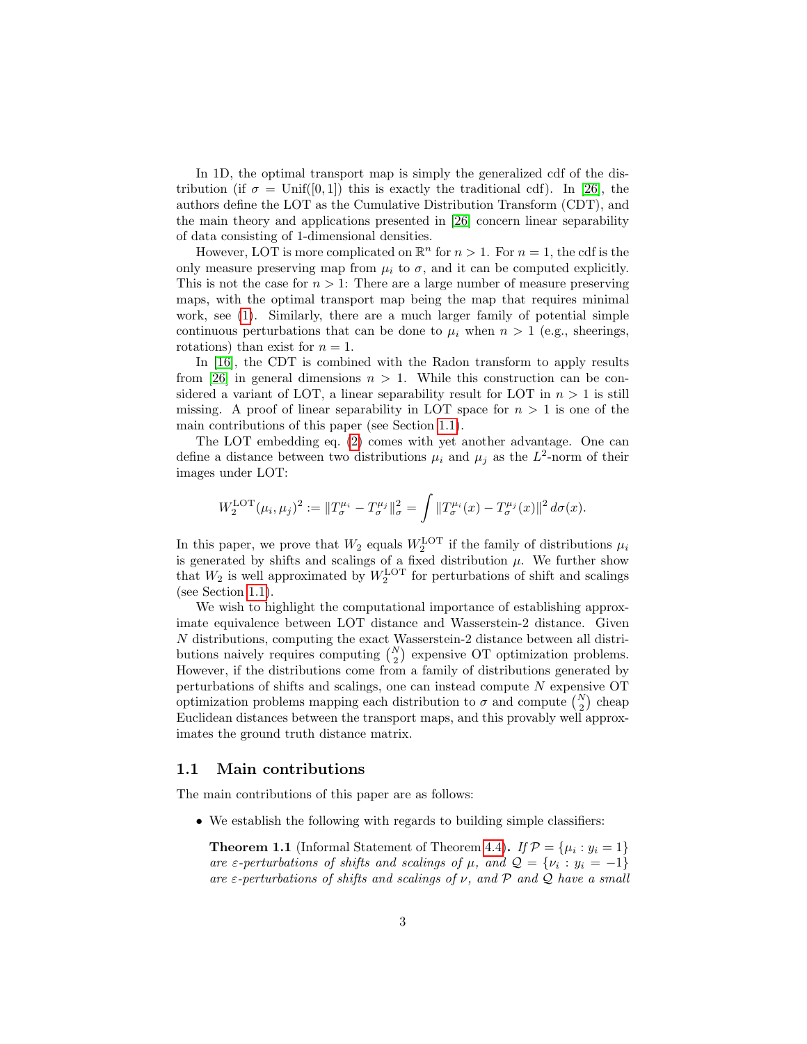In 1D, the optimal transport map is simply the generalized cdf of the distribution (if $\sigma = \text{Unif}([0,1])$ this is exactly the traditional cdf). In [26], the authors define the LOT as the Cumulative Distribution Transform (CDT), and the main theory and applications presented in [26] concern linear separability of data consisting of 1-dimensional densities.

However, LOT is more complicated on $\mathbb{R}^n$ for $n > 1$. For $n = 1$, the cdf is the only measure preserving map from $\mu_i$ to $\sigma$, and it can be computed explicitly. This is not the case for $n > 1$: There are a large number of measure preserving maps, with the optimal transport map being the map that requires minimal work, see (1). Similarly, there are a much larger family of potential simple continuous perturbations that can be done to $\mu_i$ when $n > 1$ (e.g., sheerings, rotations) than exist for $n = 1$.

In [16], the CDT is combined with the Radon transform to apply results from [26] in general dimensions $n > 1$. While this construction can be considered a variant of LOT, a linear separability result for LOT in $n > 1$ is still missing. A proof of linear separability in LOT space for $n > 1$ is one of the main contributions of this paper (see Section 1.1).

The LOT embedding eq. (2) comes with yet another advantage. One can define a distance between two distributions $\mu_i$ and $\mu_j$ as the $L^2$-norm of their images under LOT:

$$W_2^{\text{LOT}}(\mu_i, \mu_j)^2 := \|T_\sigma^{\mu_i} - T_\sigma^{\mu_j}\|_\sigma^2 = \int \|T_\sigma^{\mu_i}(x) - T_\sigma^{\mu_j}(x)\|^2 \, d\sigma(x).$$

In this paper, we prove that $W_2$ equals $W_2^{\text{LOT}}$ if the family of distributions $\mu_i$ is generated by shifts and scalings of a fixed distribution $\mu$. We further show that $W_2$ is well approximated by $W_2^{\text{LOT}}$ for perturbations of shift and scalings (see Section 1.1).

We wish to highlight the computational importance of establishing approximate equivalence between LOT distance and Wasserstein-2 distance. Given $N$ distributions, computing the exact Wasserstein-2 distance between all distributions naively requires computing $\binom{N}{2}$ expensive OT optimization problems. However, if the distributions come from a family of distributions generated by perturbations of shifts and scalings, one can instead compute $N$ expensive OT optimization problems mapping each distribution to $\sigma$ and compute $\binom{N}{2}$ cheap Euclidean distances between the transport maps, and this provably well approximates the ground truth distance matrix.

## 1.1 Main contributions

The main contributions of this paper are as follows:

- We establish the following with regards to building simple classifiers:

  **Theorem 1.1** (Informal Statement of Theorem 4.4)**.** *If $\mathcal{P} = \{\mu_i : y_i = 1\}$ are $\varepsilon$-perturbations of shifts and scalings of $\mu$, and $\mathcal{Q} = \{\nu_i : y_i = -1\}$ are $\varepsilon$-perturbations of shifts and scalings of $\nu$, and $\mathcal{P}$ and $\mathcal{Q}$ have a small*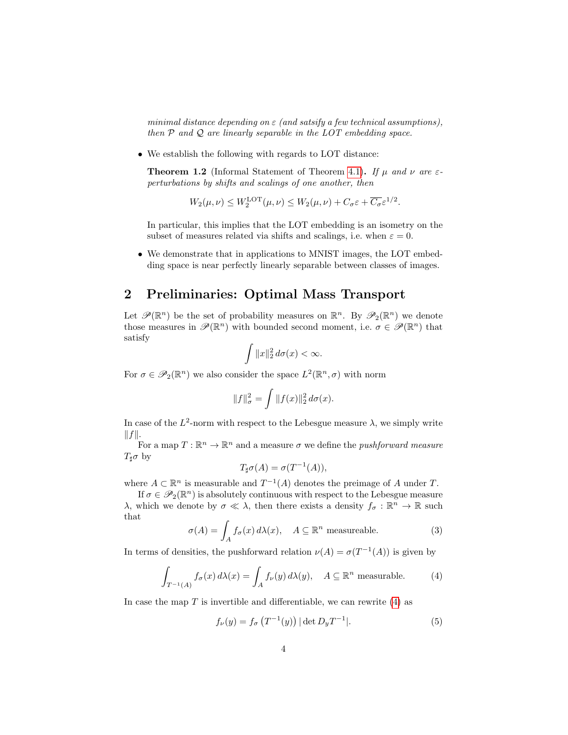*minimal distance depending on $\varepsilon$ (and satsify a few technical assumptions), then $\mathcal{P}$ and $\mathcal{Q}$ are linearly separable in the LOT embedding space.*

- We establish the following with regards to LOT distance:

  **Theorem 1.2** (Informal Statement of Theorem 4.1)**.** *If $\mu$ and $\nu$ are $\varepsilon$-perturbations by shifts and scalings of one another, then*

  $$W_2(\mu,\nu) \leq W_2^{\mathrm{LOT}}(\mu,\nu) \leq W_2(\mu,\nu) + C_\sigma \varepsilon + \overline{C_\sigma}\varepsilon^{1/2}.$$

  In particular, this implies that the LOT embedding is an isometry on the subset of measures related via shifts and scalings, i.e. when $\varepsilon = 0$.

- We demonstrate that in applications to MNIST images, the LOT embedding space is near perfectly linearly separable between classes of images.

## 2 Preliminaries: Optimal Mass Transport

Let $\mathscr{P}(\mathbb{R}^n)$ be the set of probability measures on $\mathbb{R}^n$. By $\mathscr{P}_2(\mathbb{R}^n)$ we denote those measures in $\mathscr{P}(\mathbb{R}^n)$ with bounded second moment, i.e. $\sigma \in \mathscr{P}(\mathbb{R}^n)$ that satisfy

$$\int \|x\|_2^2 \, d\sigma(x) < \infty.$$

For $\sigma \in \mathscr{P}_2(\mathbb{R}^n)$ we also consider the space $L^2(\mathbb{R}^n, \sigma)$ with norm

$$\|f\|_\sigma^2 = \int \|f(x)\|_2^2 \, d\sigma(x).$$

In case of the $L^2$-norm with respect to the Lebesgue measure $\lambda$, we simply write $\|f\|$.

For a map $T : \mathbb{R}^n \to \mathbb{R}^n$ and a measure $\sigma$ we define the *pushforward measure* $T_\sharp \sigma$ by

$$T_\sharp \sigma(A) = \sigma(T^{-1}(A)),$$

where $A \subset \mathbb{R}^n$ is measurable and $T^{-1}(A)$ denotes the preimage of $A$ under $T$.

If $\sigma \in \mathscr{P}_2(\mathbb{R}^n)$ is absolutely continuous with respect to the Lebesgue measure $\lambda$, which we denote by $\sigma \ll \lambda$, then there exists a density $f_\sigma : \mathbb{R}^n \to \mathbb{R}$ such that

$$\sigma(A) = \int_A f_\sigma(x) \, d\lambda(x), \quad A \subseteq \mathbb{R}^n \text{ measureable.} \tag{3}$$

In terms of densities, the pushforward relation $\nu(A) = \sigma(T^{-1}(A))$ is given by

$$\int_{T^{-1}(A)} f_\sigma(x) \, d\lambda(x) = \int_A f_\nu(y) \, d\lambda(y), \quad A \subseteq \mathbb{R}^n \text{ measurable.} \tag{4}$$

In case the map $T$ is invertible and differentiable, we can rewrite (4) as

$$f_\nu(y) = f_\sigma\left(T^{-1}(y)\right) |\det D_y T^{-1}|. \tag{5}$$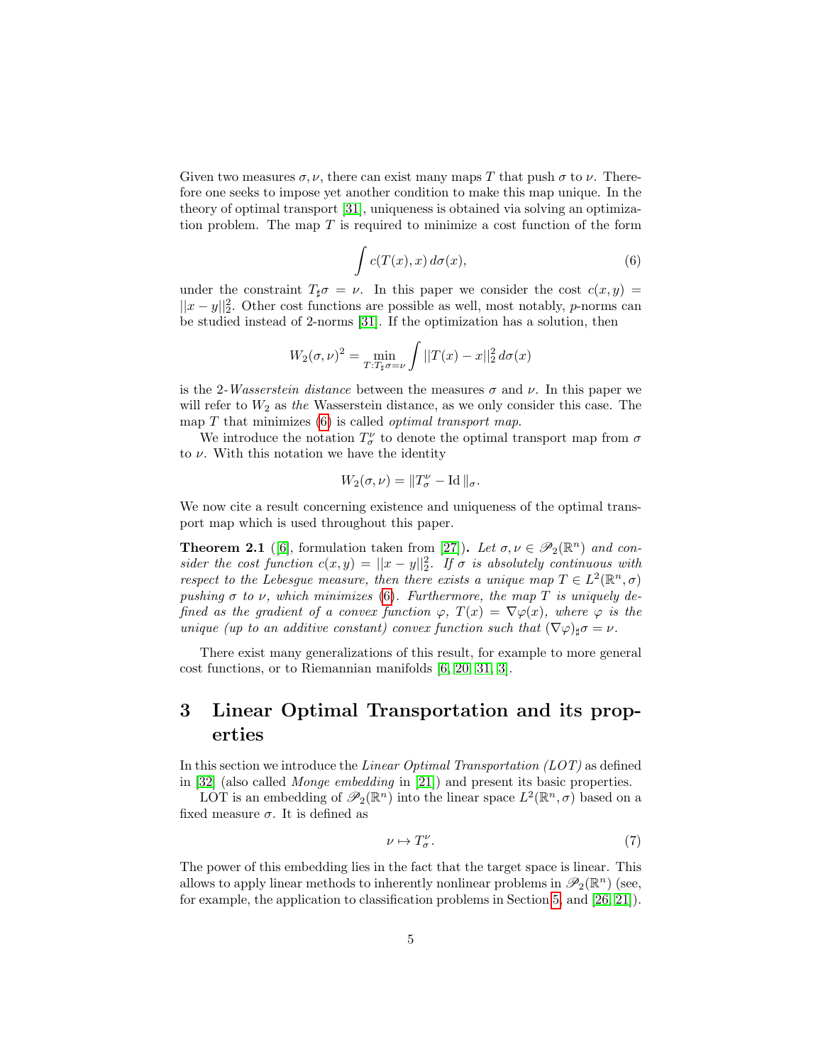Given two measures $\sigma, \nu$, there can exist many maps $T$ that push $\sigma$ to $\nu$. Therefore one seeks to impose yet another condition to make this map unique. In the theory of optimal transport [31], uniqueness is obtained via solving an optimization problem. The map $T$ is required to minimize a cost function of the form

$$\int c(T(x), x)\, d\sigma(x), \tag{6}$$

under the constraint $T_\sharp \sigma = \nu$. In this paper we consider the cost $c(x,y) = ||x-y||_2^2$. Other cost functions are possible as well, most notably, $p$-norms can be studied instead of 2-norms [31]. If the optimization has a solution, then

$$W_2(\sigma,\nu)^2 = \min_{T: T_\sharp \sigma = \nu} \int ||T(x) - x||_2^2 \, d\sigma(x)$$

is the 2-*Wasserstein distance* between the measures $\sigma$ and $\nu$. In this paper we will refer to $W_2$ as *the* Wasserstein distance, as we only consider this case. The map $T$ that minimizes (6) is called *optimal transport map*.

We introduce the notation $T_\sigma^\nu$ to denote the optimal transport map from $\sigma$ to $\nu$. With this notation we have the identity

$$W_2(\sigma,\nu) = \|T_\sigma^\nu - \operatorname{Id}\|_\sigma.$$

We now cite a result concerning existence and uniqueness of the optimal transport map which is used throughout this paper.

**Theorem 2.1** ([6], formulation taken from [27])**.** *Let $\sigma, \nu \in \mathscr{P}_2(\mathbb{R}^n)$ and consider the cost function $c(x,y) = ||x-y||_2^2$. If $\sigma$ is absolutely continuous with respect to the Lebesgue measure, then there exists a unique map $T \in L^2(\mathbb{R}^n, \sigma)$ pushing $\sigma$ to $\nu$, which minimizes (6). Furthermore, the map $T$ is uniquely defined as the gradient of a convex function $\varphi$, $T(x) = \nabla\varphi(x)$, where $\varphi$ is the unique (up to an additive constant) convex function such that $(\nabla\varphi)_\sharp \sigma = \nu$.*

There exist many generalizations of this result, for example to more general cost functions, or to Riemannian manifolds [6, 20, 31, 3].

# 3 Linear Optimal Transportation and its properties

In this section we introduce the *Linear Optimal Transportation (LOT)* as defined in [32] (also called *Monge embedding* in [21]) and present its basic properties.

LOT is an embedding of $\mathscr{P}_2(\mathbb{R}^n)$ into the linear space $L^2(\mathbb{R}^n, \sigma)$ based on a fixed measure $\sigma$. It is defined as

$$\nu \mapsto T_\sigma^\nu. \tag{7}$$

The power of this embedding lies in the fact that the target space is linear. This allows to apply linear methods to inherently nonlinear problems in $\mathscr{P}_2(\mathbb{R}^n)$ (see, for example, the application to classification problems in Section 5, and [26, 21]).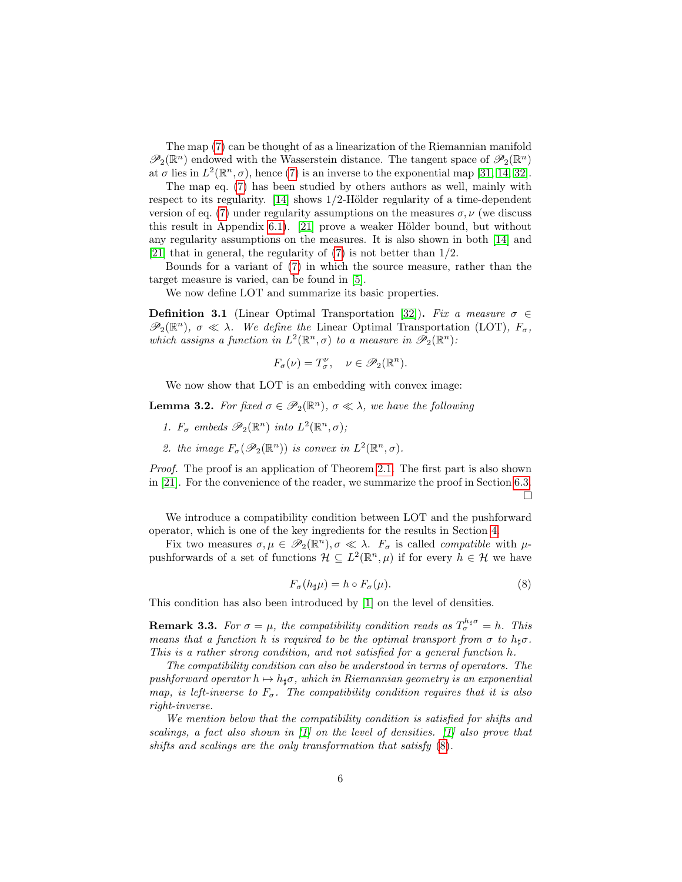The map (7) can be thought of as a linearization of the Riemannian manifold $\mathscr{P}_2(\mathbb{R}^n)$ endowed with the Wasserstein distance. The tangent space of $\mathscr{P}_2(\mathbb{R}^n)$ at $\sigma$ lies in $L^2(\mathbb{R}^n, \sigma)$, hence (7) is an inverse to the exponential map [31, 14, 32].

The map eq. (7) has been studied by others authors as well, mainly with respect to its regularity. [14] shows 1/2-Hölder regularity of a time-dependent version of eq. (7) under regularity assumptions on the measures $\sigma, \nu$ (we discuss this result in Appendix 6.1). [21] prove a weaker Hölder bound, but without any regularity assumptions on the measures. It is also shown in both [14] and [21] that in general, the regularity of (7) is not better than 1/2.

Bounds for a variant of (7) in which the source measure, rather than the target measure is varied, can be found in [5].

We now define LOT and summarize its basic properties.

**Definition 3.1** (Linear Optimal Transportation [32])**.** *Fix a measure $\sigma \in \mathscr{P}_2(\mathbb{R}^n)$, $\sigma \ll \lambda$. We define the* Linear Optimal Transportation (LOT)*, $F_\sigma$, which assigns a function in $L^2(\mathbb{R}^n, \sigma)$ to a measure in $\mathscr{P}_2(\mathbb{R}^n)$:*

$$F_\sigma(\nu) = T_\sigma^\nu, \quad \nu \in \mathscr{P}_2(\mathbb{R}^n).$$

We now show that LOT is an embedding with convex image:

**Lemma 3.2.** *For fixed $\sigma \in \mathscr{P}_2(\mathbb{R}^n)$, $\sigma \ll \lambda$, we have the following*

1. *$F_\sigma$ embeds $\mathscr{P}_2(\mathbb{R}^n)$ into $L^2(\mathbb{R}^n, \sigma)$;*
2. *the image $F_\sigma(\mathscr{P}_2(\mathbb{R}^n))$ is convex in $L^2(\mathbb{R}^n, \sigma)$.*

*Proof.* The proof is an application of Theorem 2.1. The first part is also shown in [21]. For the convenience of the reader, we summarize the proof in Section 6.3. □

We introduce a compatibility condition between LOT and the pushforward operator, which is one of the key ingredients for the results in Section 4.

Fix two measures $\sigma, \mu \in \mathscr{P}_2(\mathbb{R}^n), \sigma \ll \lambda$. $F_\sigma$ is called *compatible* with $\mu$-pushforwards of a set of functions $\mathcal{H} \subseteq L^2(\mathbb{R}^n, \mu)$ if for every $h \in \mathcal{H}$ we have

$$F_\sigma(h_\sharp \mu) = h \circ F_\sigma(\mu). \tag{8}$$

This condition has also been introduced by [1] on the level of densities.

**Remark 3.3.** *For $\sigma = \mu$, the compatibility condition reads as $T_\sigma^{h_\sharp \sigma} = h$. This means that a function $h$ is required to be the optimal transport from $\sigma$ to $h_\sharp \sigma$. This is a rather strong condition, and not satisfied for a general function $h$.*

*The compatibility condition can also be understood in terms of operators. The pushforward operator $h \mapsto h_\sharp \sigma$, which in Riemannian geometry is an exponential map, is left-inverse to $F_\sigma$. The compatibility condition requires that it is also right-inverse.*

*We mention below that the compatibility condition is satisfied for shifts and scalings, a fact also shown in [1] on the level of densities. [1] also prove that shifts and scalings are the only transformation that satisfy (8).*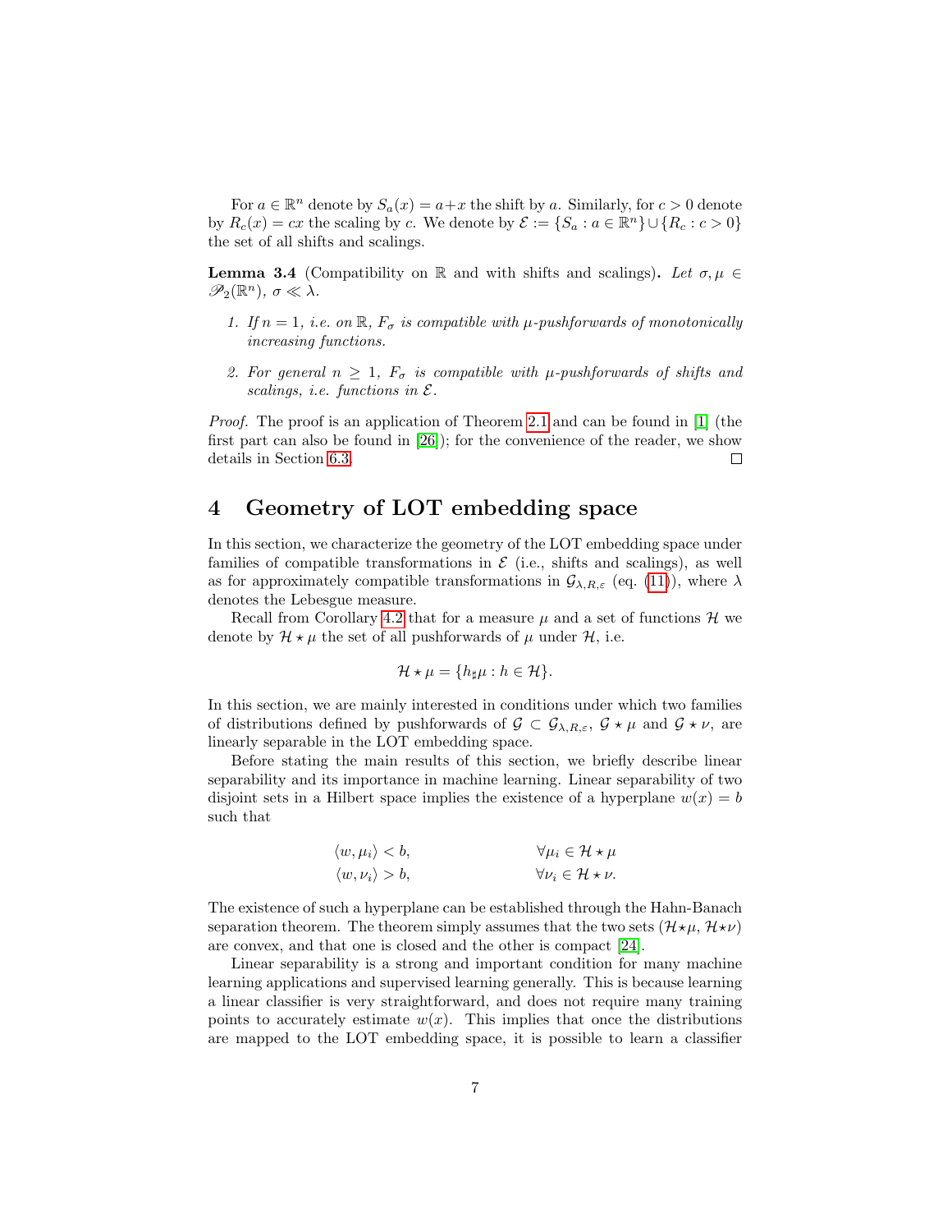For $a \in \mathbb{R}^n$ denote by $S_a(x) = a + x$ the shift by $a$. Similarly, for $c > 0$ denote by $R_c(x) = cx$ the scaling by $c$. We denote by $\mathcal{E} := \{S_a : a \in \mathbb{R}^n\} \cup \{R_c : c > 0\}$ the set of all shifts and scalings.

**Lemma 3.4** (Compatibility on $\mathbb{R}$ and with shifts and scalings)**.** *Let $\sigma, \mu \in \mathscr{P}_2(\mathbb{R}^n)$, $\sigma \ll \lambda$.*

1. *If $n = 1$, i.e. on $\mathbb{R}$, $F_\sigma$ is compatible with $\mu$-pushforwards of monotonically increasing functions.*
2. *For general $n \geq 1$, $F_\sigma$ is compatible with $\mu$-pushforwards of shifts and scalings, i.e. functions in $\mathcal{E}$.*

*Proof.* The proof is an application of Theorem 2.1 and can be found in [1] (the first part can also be found in [26]); for the convenience of the reader, we show details in Section 6.3. □

# 4 Geometry of LOT embedding space

In this section, we characterize the geometry of the LOT embedding space under families of compatible transformations in $\mathcal{E}$ (i.e., shifts and scalings), as well as for approximately compatible transformations in $\mathcal{G}_{\lambda,R,\varepsilon}$ (eq. (11)), where $\lambda$ denotes the Lebesgue measure.

Recall from Corollary 4.2 that for a measure $\mu$ and a set of functions $\mathcal{H}$ we denote by $\mathcal{H} \star \mu$ the set of all pushforwards of $\mu$ under $\mathcal{H}$, i.e.

$$\mathcal{H} \star \mu = \{h_\sharp \mu : h \in \mathcal{H}\}.$$

In this section, we are mainly interested in conditions under which two families of distributions defined by pushforwards of $\mathcal{G} \subset \mathcal{G}_{\lambda,R,\varepsilon}$, $\mathcal{G} \star \mu$ and $\mathcal{G} \star \nu$, are linearly separable in the LOT embedding space.

Before stating the main results of this section, we briefly describe linear separability and its importance in machine learning. Linear separability of two disjoint sets in a Hilbert space implies the existence of a hyperplane $w(x) = b$ such that

$$\begin{aligned} \langle w, \mu_i \rangle &< b, \qquad && \forall \mu_i \in \mathcal{H} \star \mu \\ \langle w, \nu_i \rangle &> b, \qquad && \forall \nu_i \in \mathcal{H} \star \nu. \end{aligned}$$

The existence of such a hyperplane can be established through the Hahn-Banach separation theorem. The theorem simply assumes that the two sets ($\mathcal{H}\star\mu$, $\mathcal{H}\star\nu$) are convex, and that one is closed and the other is compact [24].

Linear separability is a strong and important condition for many machine learning applications and supervised learning generally. This is because learning a linear classifier is very straightforward, and does not require many training points to accurately estimate $w(x)$. This implies that once the distributions are mapped to the LOT embedding space, it is possible to learn a classifier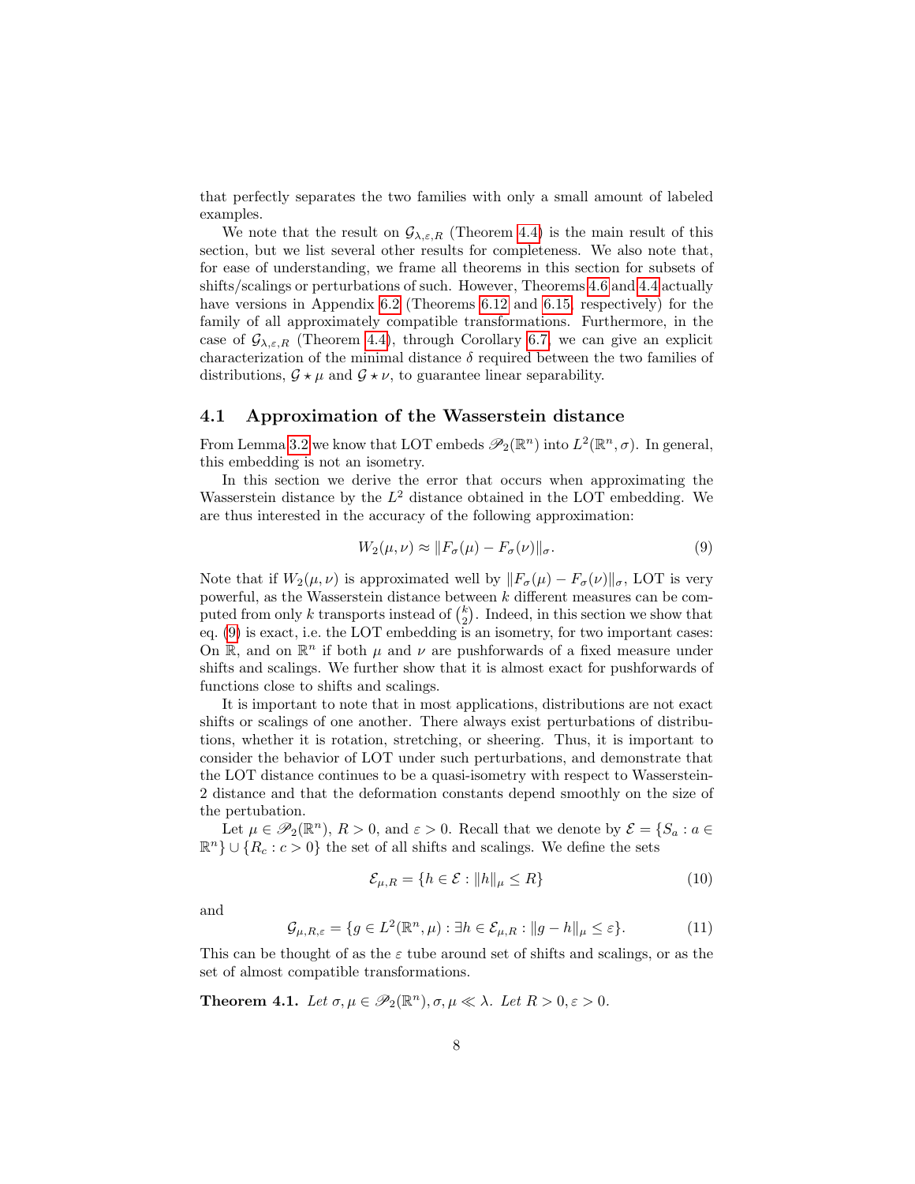that perfectly separates the two families with only a small amount of labeled examples.

We note that the result on $\mathcal{G}_{\lambda,\varepsilon,R}$ (Theorem 4.4) is the main result of this section, but we list several other results for completeness. We also note that, for ease of understanding, we frame all theorems in this section for subsets of shifts/scalings or perturbations of such. However, Theorems 4.6 and 4.4 actually have versions in Appendix 6.2 (Theorems 6.12 and 6.15, respectively) for the family of all approximately compatible transformations. Furthermore, in the case of $\mathcal{G}_{\lambda,\varepsilon,R}$ (Theorem 4.4), through Corollary 6.7, we can give an explicit characterization of the minimal distance $\delta$ required between the two families of distributions, $\mathcal{G} \star \mu$ and $\mathcal{G} \star \nu$, to guarantee linear separability.

## 4.1 Approximation of the Wasserstein distance

From Lemma 3.2 we know that LOT embeds $\mathscr{P}_2(\mathbb{R}^n)$ into $L^2(\mathbb{R}^n, \sigma)$. In general, this embedding is not an isometry.

In this section we derive the error that occurs when approximating the Wasserstein distance by the $L^2$ distance obtained in the LOT embedding. We are thus interested in the accuracy of the following approximation:

$$W_2(\mu, \nu) \approx \|F_\sigma(\mu) - F_\sigma(\nu)\|_\sigma. \tag{9}$$

Note that if $W_2(\mu, \nu)$ is approximated well by $\|F_\sigma(\mu) - F_\sigma(\nu)\|_\sigma$, LOT is very powerful, as the Wasserstein distance between $k$ different measures can be computed from only $k$ transports instead of $\binom{k}{2}$. Indeed, in this section we show that eq. (9) is exact, i.e. the LOT embedding is an isometry, for two important cases: On $\mathbb{R}$, and on $\mathbb{R}^n$ if both $\mu$ and $\nu$ are pushforwards of a fixed measure under shifts and scalings. We further show that it is almost exact for pushforwards of functions close to shifts and scalings.

It is important to note that in most applications, distributions are not exact shifts or scalings of one another. There always exist perturbations of distributions, whether it is rotation, stretching, or sheering. Thus, it is important to consider the behavior of LOT under such perturbations, and demonstrate that the LOT distance continues to be a quasi-isometry with respect to Wasserstein-2 distance and that the deformation constants depend smoothly on the size of the pertubation.

Let $\mu \in \mathscr{P}_2(\mathbb{R}^n)$, $R > 0$, and $\varepsilon > 0$. Recall that we denote by $\mathcal{E} = \{S_a : a \in \mathbb{R}^n\} \cup \{R_c : c > 0\}$ the set of all shifts and scalings. We define the sets

$$\mathcal{E}_{\mu,R} = \{h \in \mathcal{E} : \|h\|_\mu \leq R\} \tag{10}$$

and

$$\mathcal{G}_{\mu,R,\varepsilon} = \{g \in L^2(\mathbb{R}^n, \mu) : \exists h \in \mathcal{E}_{\mu,R} : \|g - h\|_\mu \leq \varepsilon\}. \tag{11}$$

This can be thought of as the $\varepsilon$ tube around set of shifts and scalings, or as the set of almost compatible transformations.

**Theorem 4.1.** *Let $\sigma, \mu \in \mathscr{P}_2(\mathbb{R}^n), \sigma, \mu \ll \lambda$. Let $R > 0, \varepsilon > 0$.*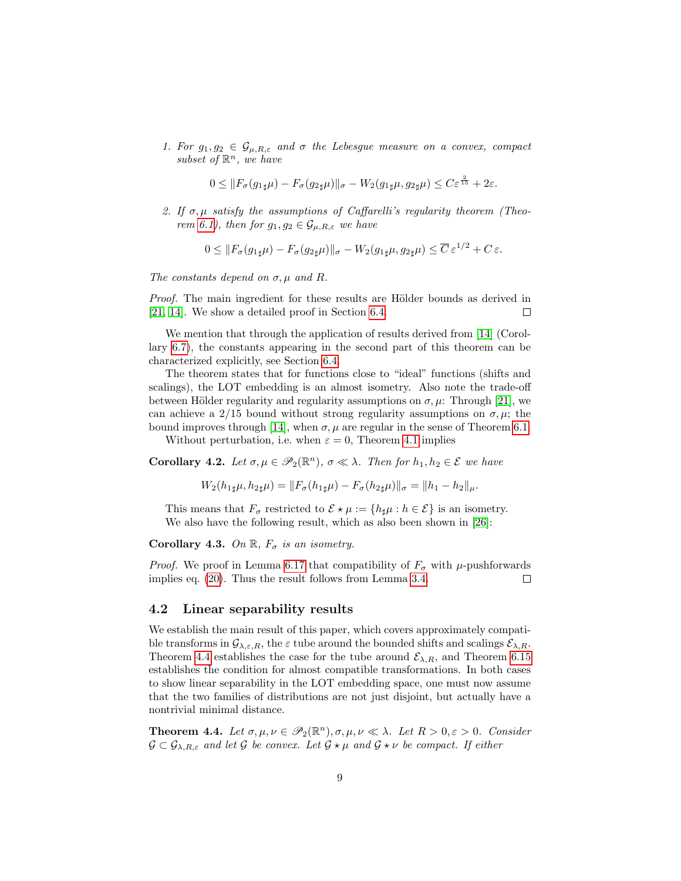1. *For $g_1, g_2 \in \mathcal{G}_{\mu,R,\varepsilon}$ and $\sigma$ the Lebesgue measure on a convex, compact subset of $\mathbb{R}^n$, we have*

$$0 \leq \|F_\sigma(g_{1\sharp}\mu) - F_\sigma(g_{2\sharp}\mu)\|_\sigma - W_2(g_{1\sharp}\mu, g_{2\sharp}\mu) \leq C\varepsilon^{\frac{2}{15}} + 2\varepsilon.$$

2. *If $\sigma, \mu$ satisfy the assumptions of Caffarelli's regularity theorem (Theorem 6.1), then for $g_1, g_2 \in \mathcal{G}_{\mu,R,\varepsilon}$ we have*

$$0 \leq \|F_\sigma(g_{1\sharp}\mu) - F_\sigma(g_{2\sharp}\mu)\|_\sigma - W_2(g_{1\sharp}\mu, g_{2\sharp}\mu) \leq \overline{C}\,\varepsilon^{1/2} + C\,\varepsilon.$$

*The constants depend on $\sigma, \mu$ and $R$.*

*Proof.* The main ingredient for these results are Hölder bounds as derived in [21, 14]. We show a detailed proof in Section 6.4. □

We mention that through the application of results derived from [14] (Corollary 6.7), the constants appearing in the second part of this theorem can be characterized explicitly, see Section 6.4.

The theorem states that for functions close to "ideal" functions (shifts and scalings), the LOT embedding is an almost isometry. Also note the trade-off between Hölder regularity and regularity assumptions on $\sigma, \mu$: Through [21], we can achieve a 2/15 bound without strong regularity assumptions on $\sigma, \mu$; the bound improves through [14], when $\sigma, \mu$ are regular in the sense of Theorem 6.1.

Without perturbation, i.e. when $\varepsilon = 0$, Theorem 4.1 implies

**Corollary 4.2.** *Let $\sigma, \mu \in \mathscr{P}_2(\mathbb{R}^n)$, $\sigma \ll \lambda$. Then for $h_1, h_2 \in \mathcal{E}$ we have*

$$W_2(h_{1\sharp}\mu, h_{2\sharp}\mu) = \|F_\sigma(h_{1\sharp}\mu) - F_\sigma(h_{2\sharp}\mu)\|_\sigma = \|h_1 - h_2\|_\mu.$$

This means that $F_\sigma$ restricted to $\mathcal{E} \star \mu := \{h_\sharp\mu : h \in \mathcal{E}\}$ is an isometry.

We also have the following result, which as also been shown in [26]:

**Corollary 4.3.** *On $\mathbb{R}$, $F_\sigma$ is an isometry.*

*Proof.* We proof in Lemma 6.17 that compatibility of $F_\sigma$ with $\mu$-pushforwards implies eq. (20). Thus the result follows from Lemma 3.4. □

## 4.2 Linear separability results

We establish the main result of this paper, which covers approximately compatible transforms in $\mathcal{G}_{\lambda,\varepsilon,R}$, the $\varepsilon$ tube around the bounded shifts and scalings $\mathcal{E}_{\lambda,R}$. Theorem 4.4 establishes the case for the tube around $\mathcal{E}_{\lambda,R}$, and Theorem 6.15 establishes the condition for almost compatible transformations. In both cases to show linear separability in the LOT embedding space, one must now assume that the two families of distributions are not just disjoint, but actually have a nontrivial minimal distance.

**Theorem 4.4.** *Let $\sigma, \mu, \nu \in \mathscr{P}_2(\mathbb{R}^n), \sigma, \mu, \nu \ll \lambda$. Let $R > 0, \varepsilon > 0$. Consider $\mathcal{G} \subset \mathcal{G}_{\lambda,R,\varepsilon}$ and let $\mathcal{G}$ be convex. Let $\mathcal{G} \star \mu$ and $\mathcal{G} \star \nu$ be compact. If either*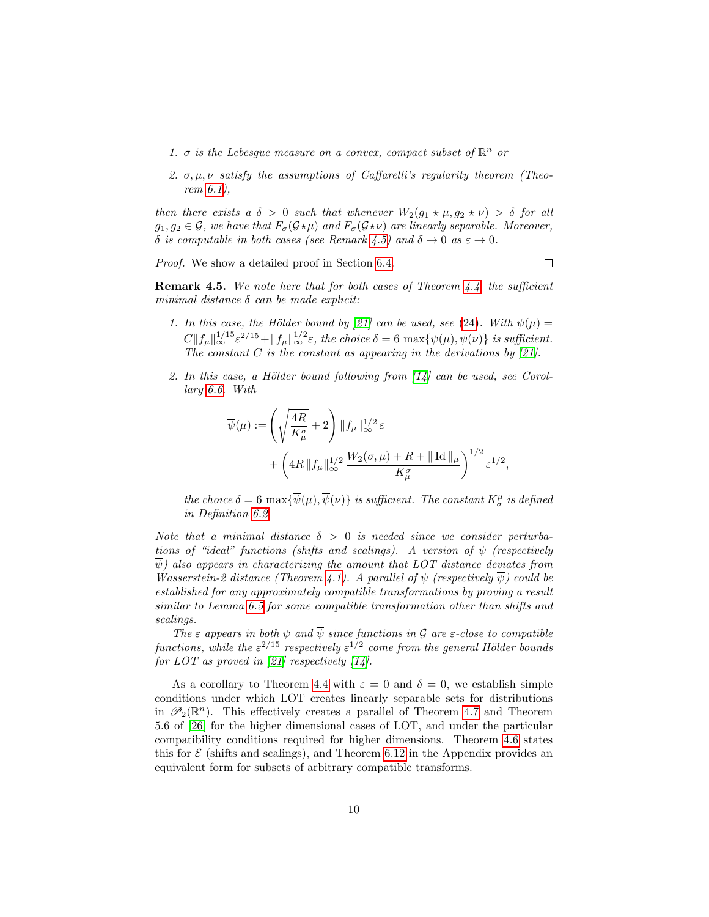1. *$\sigma$ is the Lebesgue measure on a convex, compact subset of $\mathbb{R}^n$ or*
2. *$\sigma, \mu, \nu$ satisfy the assumptions of Caffarelli's regularity theorem (Theorem 6.1),*

*then there exists a $\delta > 0$ such that whenever $W_2(g_1 \star \mu, g_2 \star \nu) > \delta$ for all $g_1, g_2 \in \mathcal{G}$, we have that $F_\sigma(\mathcal{G}\star\mu)$ and $F_\sigma(\mathcal{G}\star\nu)$ are linearly separable. Moreover, $\delta$ is computable in both cases (see Remark 4.5) and $\delta \to 0$ as $\varepsilon \to 0$.*

*Proof.* We show a detailed proof in Section 6.4. □

**Remark 4.5.** *We note here that for both cases of Theorem 4.4, the sufficient minimal distance $\delta$ can be made explicit:*

1. *In this case, the Hölder bound by [21] can be used, see (24). With $\psi(\mu) = C\|f_\mu\|_\infty^{1/15}\varepsilon^{2/15} + \|f_\mu\|_\infty^{1/2}\varepsilon$, the choice $\delta = 6\,\max\{\psi(\mu), \psi(\nu)\}$ is sufficient. The constant $C$ is the constant as appearing in the derivations by [21].*
2. *In this case, a Hölder bound following from [14] can be used, see Corollary 6.6. With*

$$
\begin{aligned}
\overline{\psi}(\mu) := &\left(\sqrt{\frac{4R}{K_\mu^\sigma}} + 2\right) \|f_\mu\|_\infty^{1/2}\, \varepsilon \\
&+ \left(4R\,\|f_\mu\|_\infty^{1/2}\, \frac{W_2(\sigma,\mu) + R + \|\operatorname{Id}\|_\mu}{K_\mu^\sigma}\right)^{1/2} \varepsilon^{1/2},
\end{aligned}
$$

*the choice $\delta = 6\,\max\{\overline{\psi}(\mu), \overline{\psi}(\nu)\}$ is sufficient. The constant $K_\sigma^\mu$ is defined in Definition 6.2.*

*Note that a minimal distance $\delta > 0$ is needed since we consider perturbations of "ideal" functions (shifts and scalings). A version of $\psi$ (respectively $\overline{\psi}$) also appears in characterizing the amount that LOT distance deviates from Wasserstein-2 distance (Theorem 4.1). A parallel of $\psi$ (respectively $\overline{\psi}$) could be established for any approximately compatible transformations by proving a result similar to Lemma 6.5 for some compatible transformation other than shifts and scalings.*

*The $\varepsilon$ appears in both $\psi$ and $\overline{\psi}$ since functions in $\mathcal{G}$ are $\varepsilon$-close to compatible functions, while the $\varepsilon^{2/15}$ respectively $\varepsilon^{1/2}$ come from the general Hölder bounds for LOT as proved in [21] respectively [14].*

As a corollary to Theorem 4.4 with $\varepsilon = 0$ and $\delta = 0$, we establish simple conditions under which LOT creates linearly separable sets for distributions in $\mathscr{P}_2(\mathbb{R}^n)$. This effectively creates a parallel of Theorem 4.7 and Theorem 5.6 of [26] for the higher dimensional cases of LOT, and under the particular compatibility conditions required for higher dimensions. Theorem 4.6 states this for $\mathcal{E}$ (shifts and scalings), and Theorem 6.12 in the Appendix provides an equivalent form for subsets of arbitrary compatible transforms.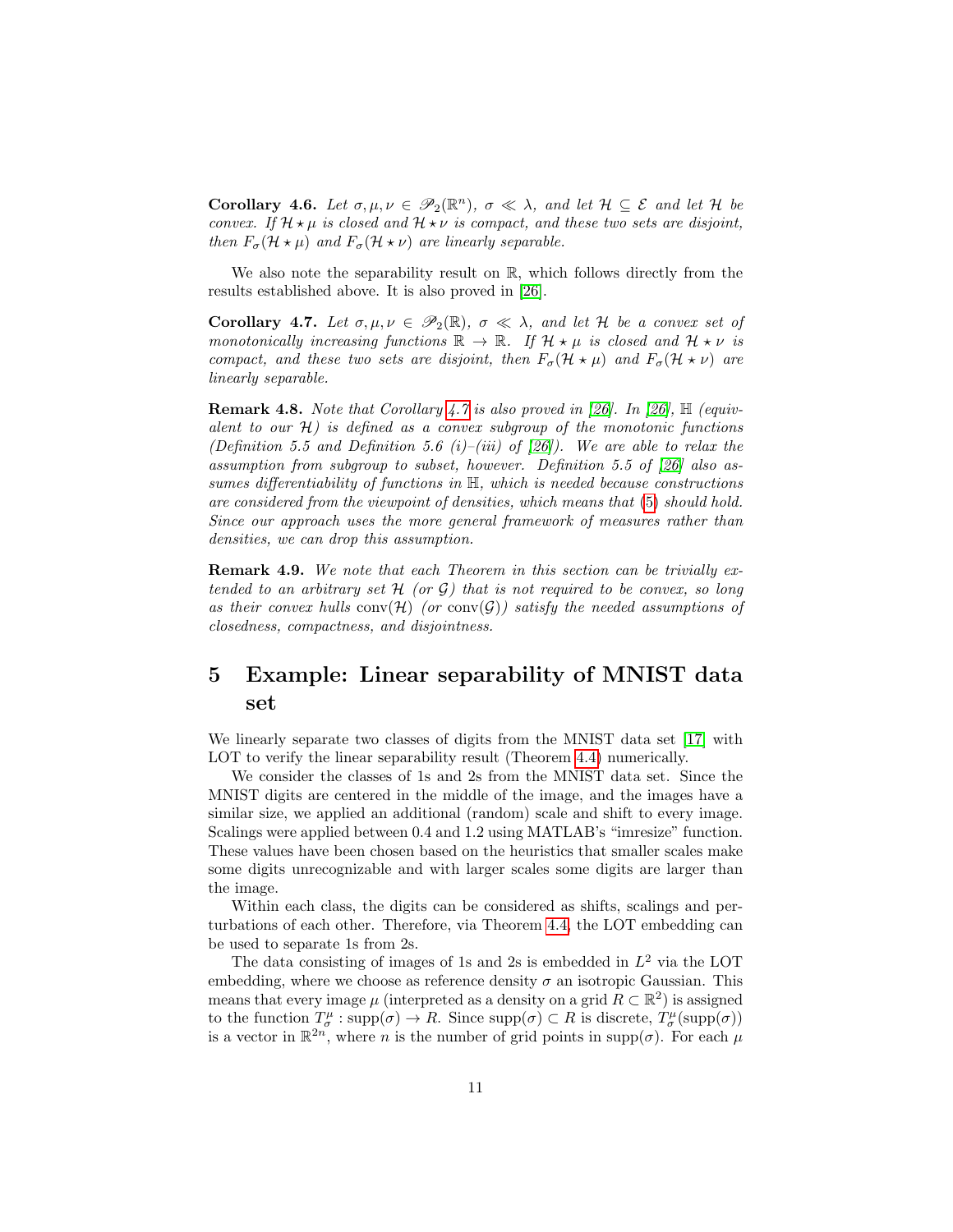**Corollary 4.6.** *Let $\sigma, \mu, \nu \in \mathscr{P}_2(\mathbb{R}^n)$, $\sigma \ll \lambda$, and let $\mathcal{H} \subseteq \mathcal{E}$ and let $\mathcal{H}$ be convex. If $\mathcal{H} \star \mu$ is closed and $\mathcal{H} \star \nu$ is compact, and these two sets are disjoint, then $F_\sigma(\mathcal{H} \star \mu)$ and $F_\sigma(\mathcal{H} \star \nu)$ are linearly separable.*

We also note the separability result on $\mathbb{R}$, which follows directly from the results established above. It is also proved in [26].

**Corollary 4.7.** *Let $\sigma, \mu, \nu \in \mathscr{P}_2(\mathbb{R})$, $\sigma \ll \lambda$, and let $\mathcal{H}$ be a convex set of monotonically increasing functions $\mathbb{R} \to \mathbb{R}$. If $\mathcal{H} \star \mu$ is closed and $\mathcal{H} \star \nu$ is compact, and these two sets are disjoint, then $F_\sigma(\mathcal{H} \star \mu)$ and $F_\sigma(\mathcal{H} \star \nu)$ are linearly separable.*

**Remark 4.8.** *Note that Corollary 4.7 is also proved in [26]. In [26], $\mathbb{H}$ (equivalent to our $\mathcal{H}$) is defined as a convex subgroup of the monotonic functions (Definition 5.5 and Definition 5.6 (i)–(iii) of [26]). We are able to relax the assumption from subgroup to subset, however. Definition 5.5 of [26] also assumes differentiability of functions in $\mathbb{H}$, which is needed because constructions are considered from the viewpoint of densities, which means that (5) should hold. Since our approach uses the more general framework of measures rather than densities, we can drop this assumption.*

**Remark 4.9.** *We note that each Theorem in this section can be trivially extended to an arbitrary set $\mathcal{H}$ (or $\mathcal{G}$) that is not required to be convex, so long as their convex hulls $\mathrm{conv}(\mathcal{H})$ (or $\mathrm{conv}(\mathcal{G})$) satisfy the needed assumptions of closedness, compactness, and disjointness.*

# 5 Example: Linear separability of MNIST data set

We linearly separate two classes of digits from the MNIST data set [17] with LOT to verify the linear separability result (Theorem 4.4) numerically.

We consider the classes of 1s and 2s from the MNIST data set. Since the MNIST digits are centered in the middle of the image, and the images have a similar size, we applied an additional (random) scale and shift to every image. Scalings were applied between 0.4 and 1.2 using MATLAB's "imresize" function. These values have been chosen based on the heuristics that smaller scales make some digits unrecognizable and with larger scales some digits are larger than the image.

Within each class, the digits can be considered as shifts, scalings and perturbations of each other. Therefore, via Theorem 4.4, the LOT embedding can be used to separate 1s from 2s.

The data consisting of images of 1s and 2s is embedded in $L^2$ via the LOT embedding, where we choose as reference density $\sigma$ an isotropic Gaussian. This means that every image $\mu$ (interpreted as a density on a grid $R \subset \mathbb{R}^2$) is assigned to the function $T_\sigma^\mu : \mathrm{supp}(\sigma) \to R$. Since $\mathrm{supp}(\sigma) \subset R$ is discrete, $T_\sigma^\mu(\mathrm{supp}(\sigma))$ is a vector in $\mathbb{R}^{2n}$, where $n$ is the number of grid points in $\mathrm{supp}(\sigma)$. For each $\mu$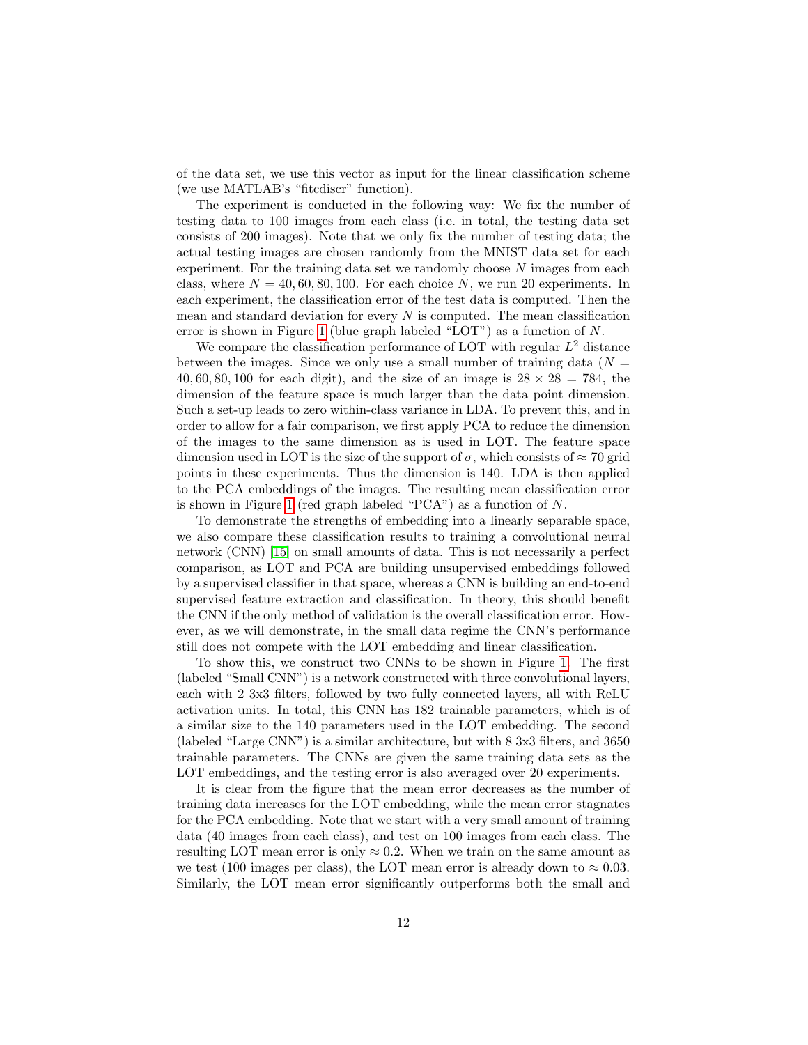of the data set, we use this vector as input for the linear classification scheme (we use MATLAB's "fitcdiscr" function).

The experiment is conducted in the following way: We fix the number of testing data to 100 images from each class (i.e. in total, the testing data set consists of 200 images). Note that we only fix the number of testing data; the actual testing images are chosen randomly from the MNIST data set for each experiment. For the training data set we randomly choose $N$ images from each class, where $N = 40, 60, 80, 100$. For each choice $N$, we run 20 experiments. In each experiment, the classification error of the test data is computed. Then the mean and standard deviation for every $N$ is computed. The mean classification error is shown in Figure 1 (blue graph labeled "LOT") as a function of $N$.

We compare the classification performance of LOT with regular $L^2$ distance between the images. Since we only use a small number of training data ($N = 40, 60, 80, 100$ for each digit), and the size of an image is $28 \times 28 = 784$, the dimension of the feature space is much larger than the data point dimension. Such a set-up leads to zero within-class variance in LDA. To prevent this, and in order to allow for a fair comparison, we first apply PCA to reduce the dimension of the images to the same dimension as is used in LOT. The feature space dimension used in LOT is the size of the support of $\sigma$, which consists of $\approx 70$ grid points in these experiments. Thus the dimension is 140. LDA is then applied to the PCA embeddings of the images. The resulting mean classification error is shown in Figure 1 (red graph labeled "PCA") as a function of $N$.

To demonstrate the strengths of embedding into a linearly separable space, we also compare these classification results to training a convolutional neural network (CNN) [15] on small amounts of data. This is not necessarily a perfect comparison, as LOT and PCA are building unsupervised embeddings followed by a supervised classifier in that space, whereas a CNN is building an end-to-end supervised feature extraction and classification. In theory, this should benefit the CNN if the only method of validation is the overall classification error. However, as we will demonstrate, in the small data regime the CNN's performance still does not compete with the LOT embedding and linear classification.

To show this, we construct two CNNs to be shown in Figure 1. The first (labeled "Small CNN") is a network constructed with three convolutional layers, each with 2 3x3 filters, followed by two fully connected layers, all with ReLU activation units. In total, this CNN has 182 trainable parameters, which is of a similar size to the 140 parameters used in the LOT embedding. The second (labeled "Large CNN") is a similar architecture, but with 8 3x3 filters, and 3650 trainable parameters. The CNNs are given the same training data sets as the LOT embeddings, and the testing error is also averaged over 20 experiments.

It is clear from the figure that the mean error decreases as the number of training data increases for the LOT embedding, while the mean error stagnates for the PCA embedding. Note that we start with a very small amount of training data (40 images from each class), and test on 100 images from each class. The resulting LOT mean error is only $\approx 0.2$. When we train on the same amount as we test (100 images per class), the LOT mean error is already down to $\approx 0.03$. Similarly, the LOT mean error significantly outperforms both the small and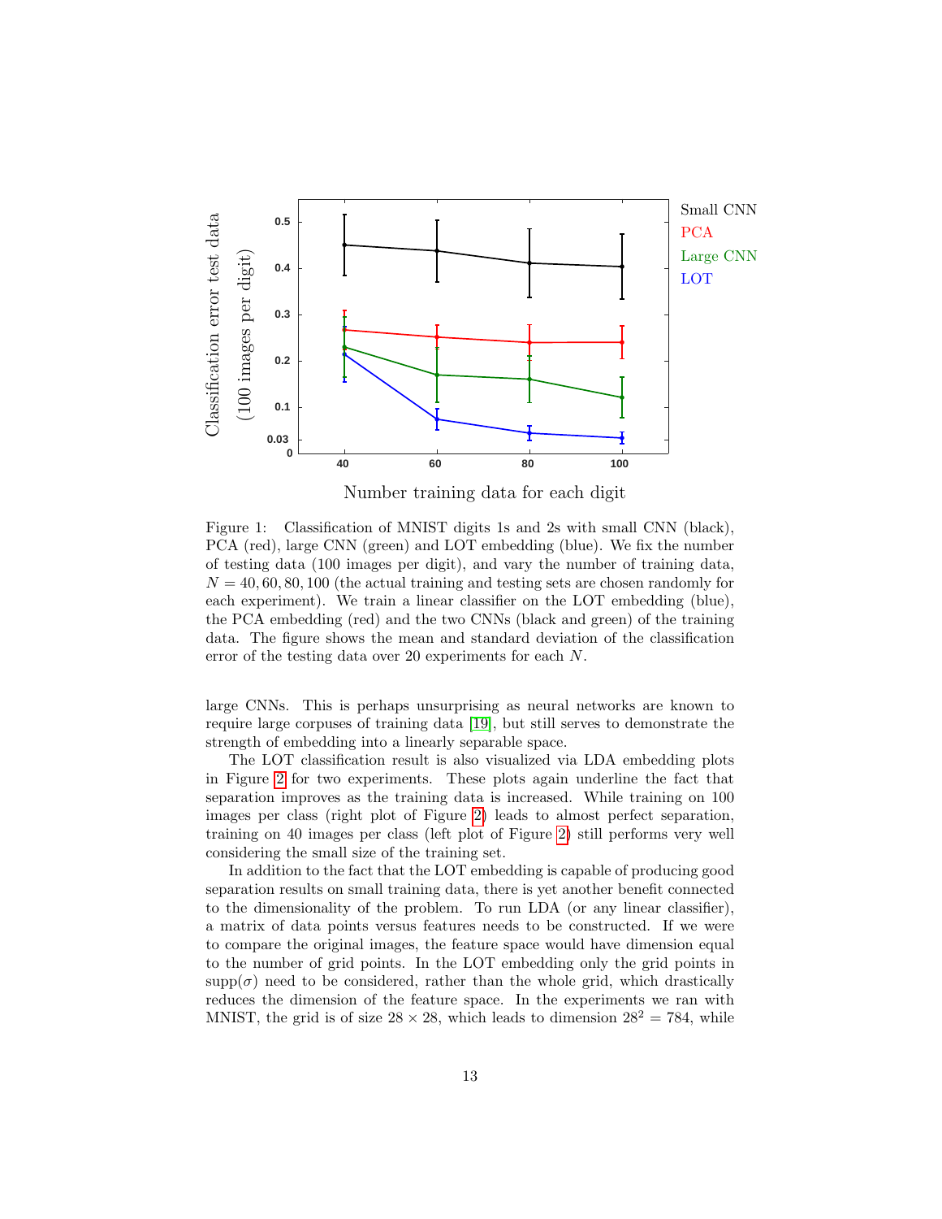Figure 1: Classification of MNIST digits 1s and 2s with small CNN (black), PCA (red), large CNN (green) and LOT embedding (blue). We fix the number of testing data (100 images per digit), and vary the number of training data, $N = 40, 60, 80, 100$ (the actual training and testing sets are chosen randomly for each experiment). We train a linear classifier on the LOT embedding (blue), the PCA embedding (red) and the two CNNs (black and green) of the training data. The figure shows the mean and standard deviation of the classification error of the testing data over 20 experiments for each $N$.

large CNNs. This is perhaps unsurprising as neural networks are known to require large corpuses of training data [19], but still serves to demonstrate the strength of embedding into a linearly separable space.

The LOT classification result is also visualized via LDA embedding plots in Figure 2 for two experiments. These plots again underline the fact that separation improves as the training data is increased. While training on 100 images per class (right plot of Figure 2) leads to almost perfect separation, training on 40 images per class (left plot of Figure 2) still performs very well considering the small size of the training set.

In addition to the fact that the LOT embedding is capable of producing good separation results on small training data, there is yet another benefit connected to the dimensionality of the problem. To run LDA (or any linear classifier), a matrix of data points versus features needs to be constructed. If we were to compare the original images, the feature space would have dimension equal to the number of grid points. In the LOT embedding only the grid points in $\mathrm{supp}(\sigma)$ need to be considered, rather than the whole grid, which drastically reduces the dimension of the feature space. In the experiments we ran with MNIST, the grid is of size $28 \times 28$, which leads to dimension $28^2 = 784$, while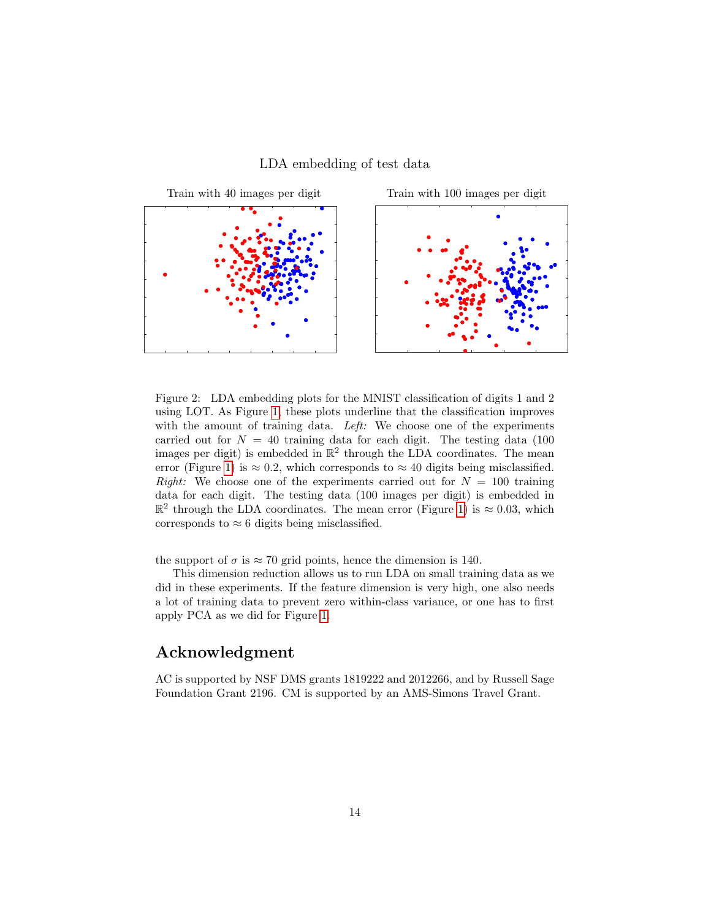LDA embedding of test data

Train with 40 images per digit

Train with 100 images per digit

Figure 2: LDA embedding plots for the MNIST classification of digits 1 and 2 using LOT. As Figure 1, these plots underline that the classification improves with the amount of training data. *Left:* We choose one of the experiments carried out for $N = 40$ training data for each digit. The testing data (100 images per digit) is embedded in $\mathbb{R}^2$ through the LDA coordinates. The mean error (Figure 1) is $\approx 0.2$, which corresponds to $\approx 40$ digits being misclassified. *Right:* We choose one of the experiments carried out for $N = 100$ training data for each digit. The testing data (100 images per digit) is embedded in $\mathbb{R}^2$ through the LDA coordinates. The mean error (Figure 1) is $\approx 0.03$, which corresponds to $\approx 6$ digits being misclassified.

the support of $\sigma$ is $\approx 70$ grid points, hence the dimension is 140.

This dimension reduction allows us to run LDA on small training data as we did in these experiments. If the feature dimension is very high, one also needs a lot of training data to prevent zero within-class variance, or one has to first apply PCA as we did for Figure 1.

## Acknowledgment

AC is supported by NSF DMS grants 1819222 and 2012266, and by Russell Sage Foundation Grant 2196. CM is supported by an AMS-Simons Travel Grant.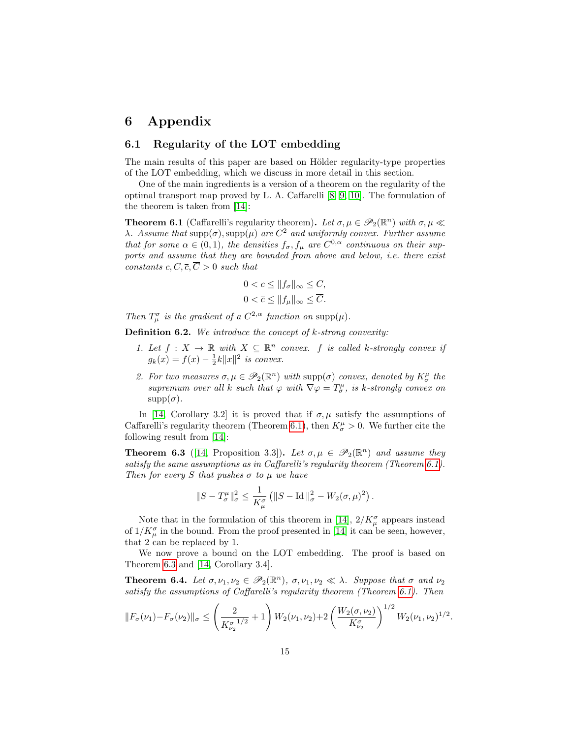# 6 Appendix

## 6.1 Regularity of the LOT embedding

The main results of this paper are based on Hölder regularity-type properties of the LOT embedding, which we discuss in more detail in this section.

One of the main ingredients is a version of a theorem on the regularity of the optimal transport map proved by L. A. Caffarelli [8, 9, 10]. The formulation of the theorem is taken from [14]:

**Theorem 6.1** (Caffarelli's regularity theorem)**.** *Let $\sigma, \mu \in \mathscr{P}_2(\mathbb{R}^n)$ with $\sigma, \mu \ll \lambda$. Assume that $\mathrm{supp}(\sigma), \mathrm{supp}(\mu)$ are $C^2$ and uniformly convex. Further assume that for some $\alpha \in (0,1)$, the densities $f_\sigma, f_\mu$ are $C^{0,\alpha}$ continuous on their supports and assume that they are bounded from above and below, i.e. there exist constants $c, C, \overline{c}, \overline{C} > 0$ such that*

$$
\begin{aligned}
0 < c \leq \|f_\sigma\|_\infty \leq C, \\
0 < \overline{c} \leq \|f_\mu\|_\infty \leq \overline{C}.
\end{aligned}
$$

*Then $T^\sigma_\mu$ is the gradient of a $C^{2,\alpha}$ function on $\mathrm{supp}(\mu)$.*

**Definition 6.2.** *We introduce the concept of k-strong convexity:*

1. *Let $f : X \to \mathbb{R}$ with $X \subseteq \mathbb{R}^n$ convex. $f$ is called $k$-strongly convex if $g_k(x) = f(x) - \frac{1}{2}k\|x\|^2$ is convex.*
2. *For two measures $\sigma, \mu \in \mathscr{P}_2(\mathbb{R}^n)$ with $\mathrm{supp}(\sigma)$ convex, denoted by $K^\mu_\sigma$ the supremum over all $k$ such that $\varphi$ with $\nabla\varphi = T^\mu_\sigma$, is $k$-strongly convex on $\mathrm{supp}(\sigma)$.*

In [14, Corollary 3.2] it is proved that if $\sigma, \mu$ satisfy the assumptions of Caffarelli's regularity theorem (Theorem 6.1), then $K^\mu_\sigma > 0$. We further cite the following result from [14]:

**Theorem 6.3** ([14, Proposition 3.3])**.** *Let $\sigma, \mu \in \mathscr{P}_2(\mathbb{R}^n)$ and assume they satisfy the same assumptions as in Caffarelli's regularity theorem (Theorem 6.1). Then for every $S$ that pushes $\sigma$ to $\mu$ we have*

$$
\|S - T^\mu_\sigma\|^2_\sigma \leq \frac{1}{K^\sigma_\mu}\left(\|S - \mathrm{Id}\,\|^2_\sigma - W_2(\sigma, \mu)^2\right).
$$

Note that in the formulation of this theorem in [14], $2/K^\sigma_\mu$ appears instead of $1/K^\sigma_\mu$ in the bound. From the proof presented in [14] it can be seen, however, that 2 can be replaced by 1.

We now prove a bound on the LOT embedding. The proof is based on Theorem 6.3 and [14, Corollary 3.4].

**Theorem 6.4.** *Let $\sigma, \nu_1, \nu_2 \in \mathscr{P}_2(\mathbb{R}^n)$, $\sigma, \nu_1, \nu_2 \ll \lambda$. Suppose that $\sigma$ and $\nu_2$ satisfy the assumptions of Caffarelli's regularity theorem (Theorem 6.1). Then*

$$
\|F_\sigma(\nu_1) - F_\sigma(\nu_2)\|_\sigma \leq \left(\frac{2}{{K^\sigma_{\nu_2}}^{1/2}} + 1\right) W_2(\nu_1, \nu_2) + 2\left(\frac{W_2(\sigma, \nu_2)}{K^\sigma_{\nu_2}}\right)^{1/2} W_2(\nu_1, \nu_2)^{1/2}.
$$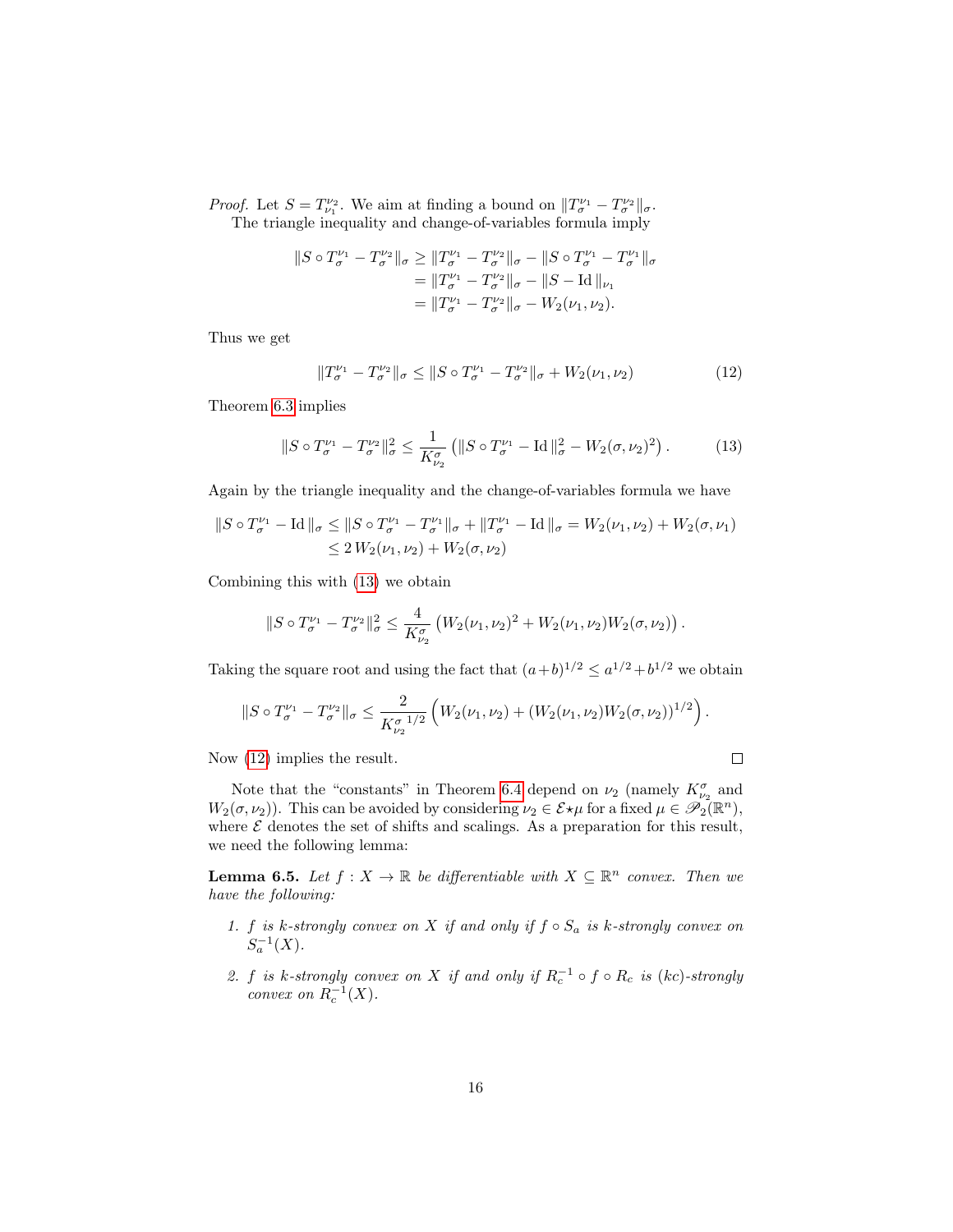*Proof.* Let $S = T_{\nu_1}^{\nu_2}$. We aim at finding a bound on $\|T_\sigma^{\nu_1} - T_\sigma^{\nu_2}\|_\sigma$.

The triangle inequality and change-of-variables formula imply

$$
\begin{aligned}
\|S \circ T_\sigma^{\nu_1} - T_\sigma^{\nu_2}\|_\sigma &\geq \|T_\sigma^{\nu_1} - T_\sigma^{\nu_2}\|_\sigma - \|S \circ T_\sigma^{\nu_1} - T_\sigma^{\nu_1}\|_\sigma \\
&= \|T_\sigma^{\nu_1} - T_\sigma^{\nu_2}\|_\sigma - \|S - \mathrm{Id}\,\|_{\nu_1} \\
&= \|T_\sigma^{\nu_1} - T_\sigma^{\nu_2}\|_\sigma - W_2(\nu_1, \nu_2).
\end{aligned}
$$

Thus we get

$$
\|T_\sigma^{\nu_1} - T_\sigma^{\nu_2}\|_\sigma \leq \|S \circ T_\sigma^{\nu_1} - T_\sigma^{\nu_2}\|_\sigma + W_2(\nu_1, \nu_2) \tag{12}
$$

Theorem 6.3 implies

$$
\|S \circ T_\sigma^{\nu_1} - T_\sigma^{\nu_2}\|_\sigma^2 \leq \frac{1}{K_{\nu_2}^\sigma} \left( \|S \circ T_\sigma^{\nu_1} - \mathrm{Id}\,\|_\sigma^2 - W_2(\sigma, \nu_2)^2 \right). \tag{13}
$$

Again by the triangle inequality and the change-of-variables formula we have

$$
\begin{aligned}
\|S \circ T_\sigma^{\nu_1} - \mathrm{Id}\,\|_\sigma &\leq \|S \circ T_\sigma^{\nu_1} - T_\sigma^{\nu_1}\|_\sigma + \|T_\sigma^{\nu_1} - \mathrm{Id}\,\|_\sigma = W_2(\nu_1, \nu_2) + W_2(\sigma, \nu_1) \\
&\leq 2\, W_2(\nu_1, \nu_2) + W_2(\sigma, \nu_2)
\end{aligned}
$$

Combining this with (13) we obtain

$$
\|S \circ T_\sigma^{\nu_1} - T_\sigma^{\nu_2}\|_\sigma^2 \leq \frac{4}{K_{\nu_2}^\sigma} \left( W_2(\nu_1, \nu_2)^2 + W_2(\nu_1, \nu_2) W_2(\sigma, \nu_2) \right).
$$

Taking the square root and using the fact that $(a+b)^{1/2} \leq a^{1/2} + b^{1/2}$ we obtain

$$
\|S \circ T_\sigma^{\nu_1} - T_\sigma^{\nu_2}\|_\sigma \leq \frac{2}{{K_{\nu_2}^\sigma}^{1/2}} \left( W_2(\nu_1, \nu_2) + (W_2(\nu_1, \nu_2) W_2(\sigma, \nu_2))^{1/2} \right).
$$

Now (12) implies the result. $\square$

Note that the "constants" in Theorem 6.4 depend on $\nu_2$ (namely $K_{\nu_2}^\sigma$ and $W_2(\sigma, \nu_2)$). This can be avoided by considering $\nu_2 \in \mathcal{E} \star \mu$ for a fixed $\mu \in \mathscr{P}_2(\mathbb{R}^n)$, where $\mathcal{E}$ denotes the set of shifts and scalings. As a preparation for this result, we need the following lemma:

**Lemma 6.5.** *Let $f : X \to \mathbb{R}$ be differentiable with $X \subseteq \mathbb{R}^n$ convex. Then we have the following:*

1. *$f$ is $k$-strongly convex on $X$ if and only if $f \circ S_a$ is $k$-strongly convex on $S_a^{-1}(X)$.*
2. *$f$ is $k$-strongly convex on $X$ if and only if $R_c^{-1} \circ f \circ R_c$ is $(kc)$-strongly convex on $R_c^{-1}(X)$.*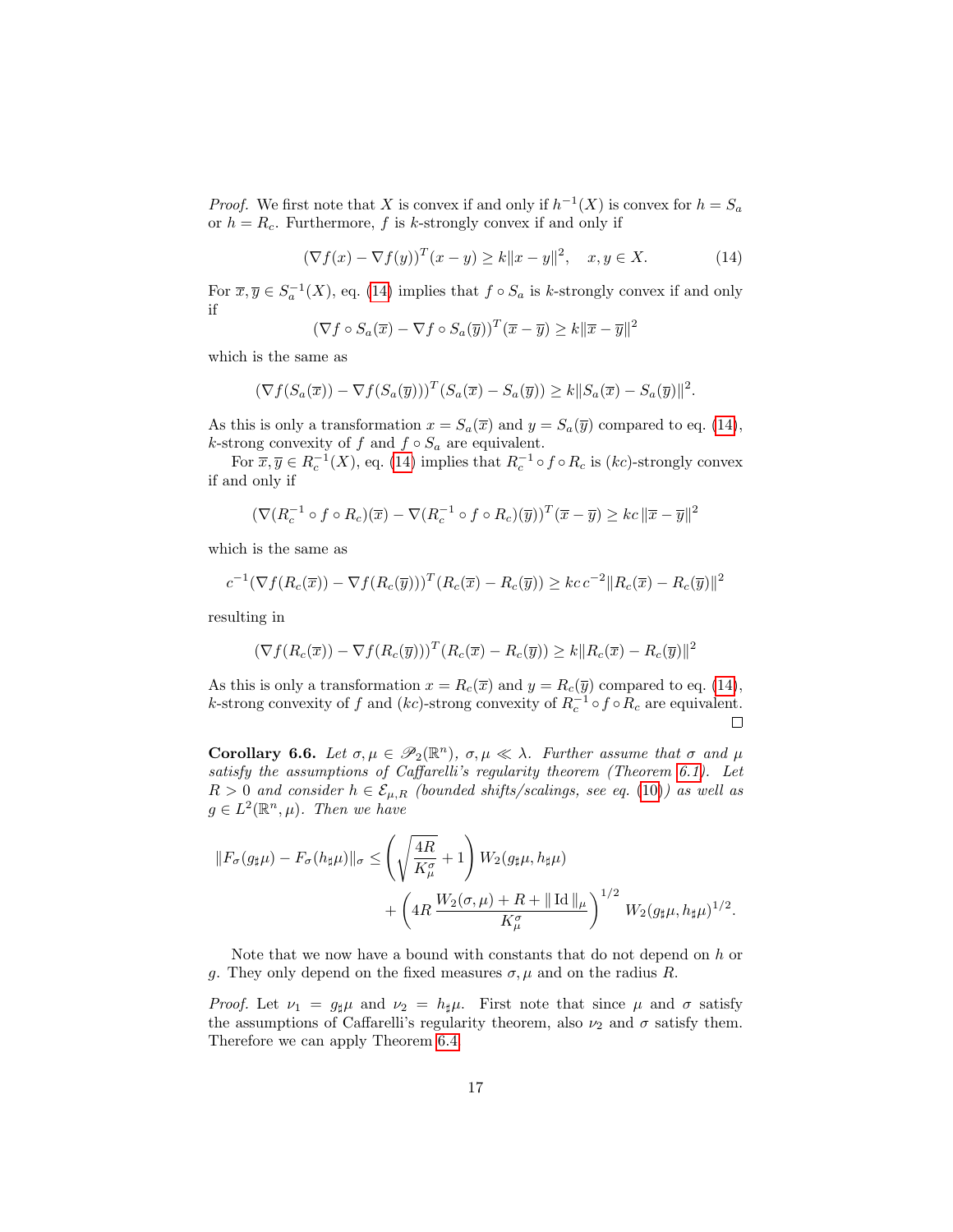*Proof.* We first note that $X$ is convex if and only if $h^{-1}(X)$ is convex for $h = S_a$ or $h = R_c$. Furthermore, $f$ is $k$-strongly convex if and only if

$$(\nabla f(x) - \nabla f(y))^T (x - y) \geq k\|x - y\|^2, \quad x, y \in X. \tag{14}$$

For $\overline{x}, \overline{y} \in S_a^{-1}(X)$, eq. (14) implies that $f \circ S_a$ is $k$-strongly convex if and only if

$$(\nabla f \circ S_a(\overline{x}) - \nabla f \circ S_a(\overline{y}))^T (\overline{x} - \overline{y}) \geq k\|\overline{x} - \overline{y}\|^2$$

which is the same as

$$(\nabla f(S_a(\overline{x})) - \nabla f(S_a(\overline{y})))^T (S_a(\overline{x}) - S_a(\overline{y})) \geq k\|S_a(\overline{x}) - S_a(\overline{y})\|^2.$$

As this is only a transformation $x = S_a(\overline{x})$ and $y = S_a(\overline{y})$ compared to eq. (14), $k$-strong convexity of $f$ and $f \circ S_a$ are equivalent.

For $\overline{x}, \overline{y} \in R_c^{-1}(X)$, eq. (14) implies that $R_c^{-1} \circ f \circ R_c$ is $(kc)$-strongly convex if and only if

$$(\nabla(R_c^{-1} \circ f \circ R_c)(\overline{x}) - \nabla(R_c^{-1} \circ f \circ R_c)(\overline{y}))^T (\overline{x} - \overline{y}) \geq kc\,\|\overline{x} - \overline{y}\|^2$$

which is the same as

$$c^{-1}(\nabla f(R_c(\overline{x})) - \nabla f(R_c(\overline{y})))^T (R_c(\overline{x}) - R_c(\overline{y})) \geq kc\, c^{-2}\|R_c(\overline{x}) - R_c(\overline{y})\|^2$$

resulting in

$$(\nabla f(R_c(\overline{x})) - \nabla f(R_c(\overline{y})))^T (R_c(\overline{x}) - R_c(\overline{y})) \geq k\|R_c(\overline{x}) - R_c(\overline{y})\|^2$$

As this is only a transformation $x = R_c(\overline{x})$ and $y = R_c(\overline{y})$ compared to eq. (14), $k$-strong convexity of $f$ and $(kc)$-strong convexity of $R_c^{-1} \circ f \circ R_c$ are equivalent. □

**Corollary 6.6.** *Let $\sigma, \mu \in \mathscr{P}_2(\mathbb{R}^n)$, $\sigma, \mu \ll \lambda$. Further assume that $\sigma$ and $\mu$ satisfy the assumptions of Caffarelli's regularity theorem (Theorem 6.1). Let $R > 0$ and consider $h \in \mathcal{E}_{\mu,R}$ (bounded shifts/scalings, see eq. (10)) as well as $g \in L^2(\mathbb{R}^n, \mu)$. Then we have*

$$\|F_\sigma(g_\sharp\mu) - F_\sigma(h_\sharp\mu)\|_\sigma \leq \left(\sqrt{\frac{4R}{K_\mu^\sigma}} + 1\right) W_2(g_\sharp\mu, h_\sharp\mu) + \left(4R\,\frac{W_2(\sigma, \mu) + R + \|\operatorname{Id}\|_\mu}{K_\mu^\sigma}\right)^{1/2} W_2(g_\sharp\mu, h_\sharp\mu)^{1/2}.$$

Note that we now have a bound with constants that do not depend on $h$ or $g$. They only depend on the fixed measures $\sigma, \mu$ and on the radius $R$.

*Proof.* Let $\nu_1 = g_\sharp\mu$ and $\nu_2 = h_\sharp\mu$. First note that since $\mu$ and $\sigma$ satisfy the assumptions of Caffarelli's regularity theorem, also $\nu_2$ and $\sigma$ satisfy them. Therefore we can apply Theorem 6.4.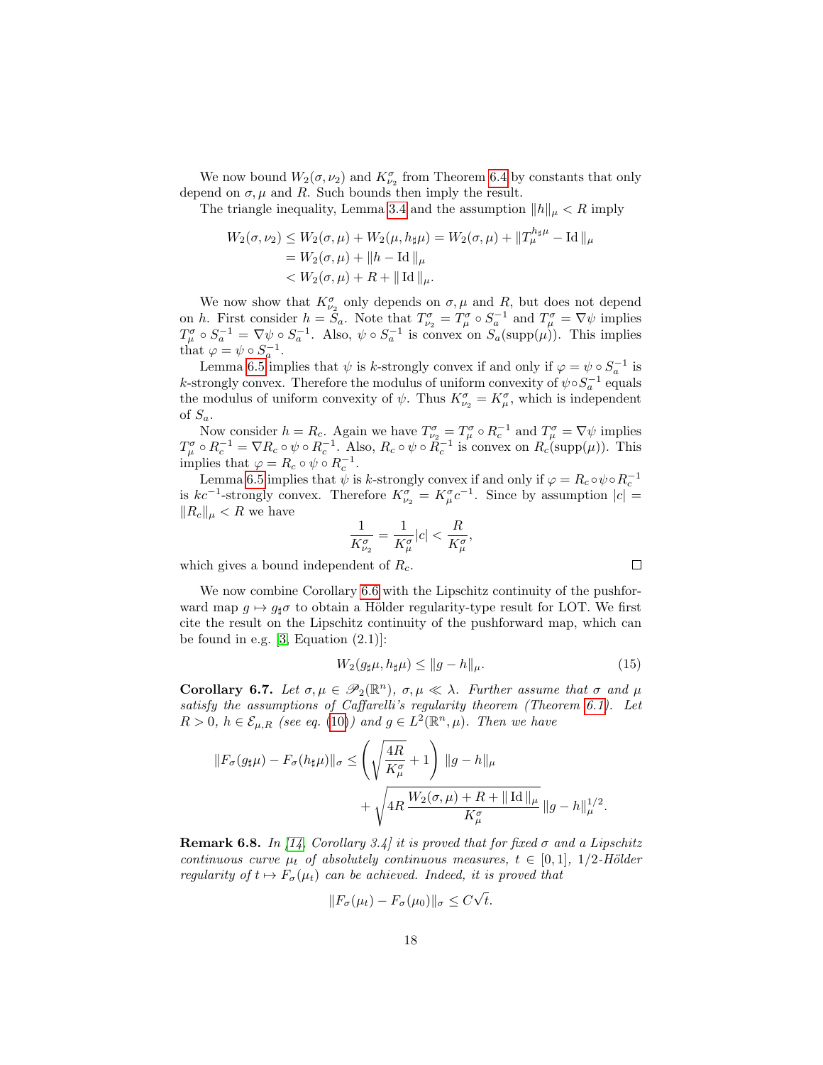We now bound $W_2(\sigma, \nu_2)$ and $K^\sigma_{\nu_2}$ from Theorem 6.4 by constants that only depend on $\sigma, \mu$ and $R$. Such bounds then imply the result.

The triangle inequality, Lemma 3.4 and the assumption $\|h\|_\mu < R$ imply

$$
\begin{aligned}
W_2(\sigma, \nu_2) &\leq W_2(\sigma, \mu) + W_2(\mu, h_\sharp \mu) = W_2(\sigma, \mu) + \|T_\mu^{h_\sharp \mu} - \operatorname{Id}\|_\mu \\
&= W_2(\sigma, \mu) + \|h - \operatorname{Id}\|_\mu \\
&< W_2(\sigma, \mu) + R + \|\operatorname{Id}\|_\mu.
\end{aligned}
$$

We now show that $K^\sigma_{\nu_2}$ only depends on $\sigma, \mu$ and $R$, but does not depend on $h$. First consider $h = S_a$. Note that $T^\sigma_{\nu_2} = T^\sigma_\mu \circ S_a^{-1}$ and $T^\sigma_\mu = \nabla\psi$ implies $T^\sigma_\mu \circ S_a^{-1} = \nabla\psi \circ S_a^{-1}$. Also, $\psi \circ S_a^{-1}$ is convex on $S_a(\operatorname{supp}(\mu))$. This implies that $\varphi = \psi \circ S_a^{-1}$.

Lemma 6.5 implies that $\psi$ is $k$-strongly convex if and only if $\varphi = \psi \circ S_a^{-1}$ is $k$-strongly convex. Therefore the modulus of uniform convexity of $\psi \circ S_a^{-1}$ equals the modulus of uniform convexity of $\psi$. Thus $K^\sigma_{\nu_2} = K^\sigma_\mu$, which is independent of $S_a$.

Now consider $h = R_c$. Again we have $T^\sigma_{\nu_2} = T^\sigma_\mu \circ R_c^{-1}$ and $T^\sigma_\mu = \nabla\psi$ implies $T^\sigma_\mu \circ R_c^{-1} = \nabla R_c \circ \psi \circ R_c^{-1}$. Also, $R_c \circ \psi \circ R_c^{-1}$ is convex on $R_c(\operatorname{supp}(\mu))$. This implies that $\varphi = R_c \circ \psi \circ R_c^{-1}$.

Lemma 6.5 implies that $\psi$ is $k$-strongly convex if and only if $\varphi = R_c \circ \psi \circ R_c^{-1}$ is $kc^{-1}$-strongly convex. Therefore $K^\sigma_{\nu_2} = K^\sigma_\mu c^{-1}$. Since by assumption $|c| = \|R_c\|_\mu < R$ we have

$$
\frac{1}{K^\sigma_{\nu_2}} = \frac{1}{K^\sigma_\mu}|c| < \frac{R}{K^\sigma_\mu},
$$

which gives a bound independent of $R_c$. $\square$

We now combine Corollary 6.6 with the Lipschitz continuity of the pushforward map $g \mapsto g_\sharp \sigma$ to obtain a Hölder regularity-type result for LOT. We first cite the result on the Lipschitz continuity of the pushforward map, which can be found in e.g. [3, Equation (2.1)]:

$$
W_2(g_\sharp \mu, h_\sharp \mu) \leq \|g - h\|_\mu. \tag{15}
$$

**Corollary 6.7.** *Let $\sigma, \mu \in \mathscr{P}_2(\mathbb{R}^n)$, $\sigma, \mu \ll \lambda$. Further assume that $\sigma$ and $\mu$ satisfy the assumptions of Caffarelli's regularity theorem (Theorem 6.1). Let $R > 0$, $h \in \mathcal{E}_{\mu,R}$ (see eq. (10)) and $g \in L^2(\mathbb{R}^n, \mu)$. Then we have*

$$
\begin{aligned}
\|F_\sigma(g_\sharp \mu) - F_\sigma(h_\sharp \mu)\|_\sigma &\leq \left(\sqrt{\frac{4R}{K^\sigma_\mu}} + 1\right) \|g - h\|_\mu \\
&\quad + \sqrt{4R\,\frac{W_2(\sigma, \mu) + R + \|\operatorname{Id}\|_\mu}{K^\sigma_\mu}}\, \|g - h\|_\mu^{1/2}.
\end{aligned}
$$

**Remark 6.8.** *In [14, Corollary 3.4] it is proved that for fixed $\sigma$ and a Lipschitz continuous curve $\mu_t$ of absolutely continuous measures, $t \in [0, 1]$, 1/2-Hölder regularity of $t \mapsto F_\sigma(\mu_t)$ can be achieved. Indeed, it is proved that*

$$
\|F_\sigma(\mu_t) - F_\sigma(\mu_0)\|_\sigma \leq C\sqrt{t}.
$$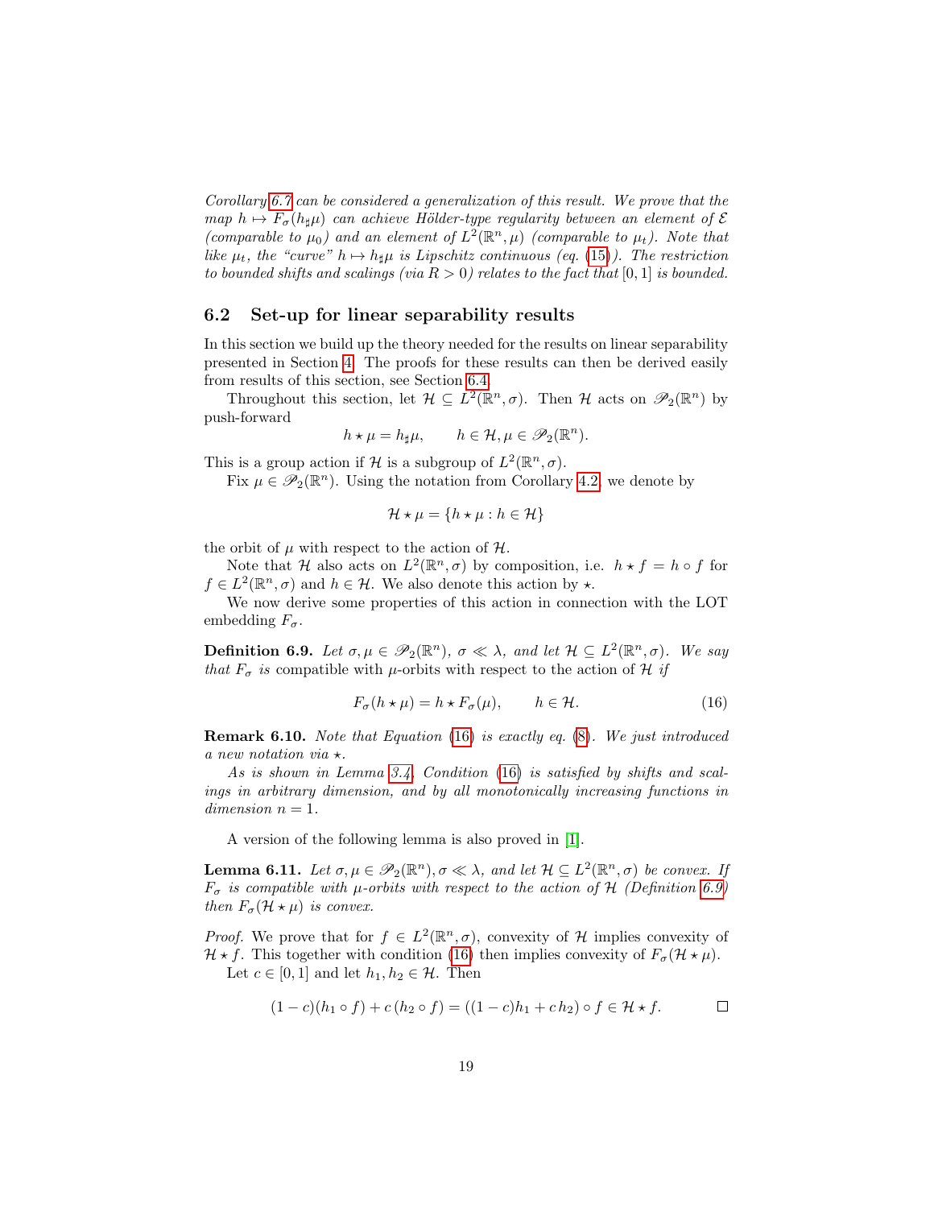*Corollary 6.7 can be considered a generalization of this result. We prove that the map $h \mapsto F_\sigma(h_\sharp\mu)$ can achieve Hölder-type regularity between an element of $\mathcal{E}$ (comparable to $\mu_0$) and an element of $L^2(\mathbb{R}^n, \mu)$ (comparable to $\mu_t$). Note that like $\mu_t$, the "curve" $h \mapsto h_\sharp\mu$ is Lipschitz continuous (eq. (15)). The restriction to bounded shifts and scalings (via $R > 0$) relates to the fact that $[0, 1]$ is bounded.*

## 6.2 Set-up for linear separability results

In this section we build up the theory needed for the results on linear separability presented in Section 4. The proofs for these results can then be derived easily from results of this section, see Section 6.4.

Throughout this section, let $\mathcal{H} \subseteq L^2(\mathbb{R}^n, \sigma)$. Then $\mathcal{H}$ acts on $\mathscr{P}_2(\mathbb{R}^n)$ by push-forward

$$h \star \mu = h_\sharp\mu, \qquad h \in \mathcal{H}, \mu \in \mathscr{P}_2(\mathbb{R}^n).$$

This is a group action if $\mathcal{H}$ is a subgroup of $L^2(\mathbb{R}^n, \sigma)$.

Fix $\mu \in \mathscr{P}_2(\mathbb{R}^n)$. Using the notation from Corollary 4.2, we denote by

$$\mathcal{H} \star \mu = \{h \star \mu : h \in \mathcal{H}\}$$

the orbit of $\mu$ with respect to the action of $\mathcal{H}$.

Note that $\mathcal{H}$ also acts on $L^2(\mathbb{R}^n, \sigma)$ by composition, i.e. $h \star f = h \circ f$ for $f \in L^2(\mathbb{R}^n, \sigma)$ and $h \in \mathcal{H}$. We also denote this action by $\star$.

We now derive some properties of this action in connection with the LOT embedding $F_\sigma$.

**Definition 6.9.** *Let $\sigma, \mu \in \mathscr{P}_2(\mathbb{R}^n)$, $\sigma \ll \lambda$, and let $\mathcal{H} \subseteq L^2(\mathbb{R}^n, \sigma)$. We say that $F_\sigma$ is* compatible with $\mu$-orbits with respect to the action of $\mathcal{H}$ *if*

$$F_\sigma(h \star \mu) = h \star F_\sigma(\mu), \qquad h \in \mathcal{H}. \tag{16}$$

**Remark 6.10.** *Note that Equation (16) is exactly eq. (8). We just introduced a new notation via $\star$.*

*As is shown in Lemma 3.4, Condition (16) is satisfied by shifts and scalings in arbitrary dimension, and by all monotonically increasing functions in dimension $n = 1$.*

A version of the following lemma is also proved in [1].

**Lemma 6.11.** *Let $\sigma, \mu \in \mathscr{P}_2(\mathbb{R}^n), \sigma \ll \lambda$, and let $\mathcal{H} \subseteq L^2(\mathbb{R}^n, \sigma)$ be convex. If $F_\sigma$ is compatible with $\mu$-orbits with respect to the action of $\mathcal{H}$ (Definition 6.9) then $F_\sigma(\mathcal{H} \star \mu)$ is convex.*

*Proof.* We prove that for $f \in L^2(\mathbb{R}^n, \sigma)$, convexity of $\mathcal{H}$ implies convexity of $\mathcal{H} \star f$. This together with condition (16) then implies convexity of $F_\sigma(\mathcal{H} \star \mu)$.

Let $c \in [0, 1]$ and let $h_1, h_2 \in \mathcal{H}$. Then

$$(1 - c)(h_1 \circ f) + c\,(h_2 \circ f) = ((1 - c)h_1 + c\,h_2) \circ f \in \mathcal{H} \star f. \qquad \square$$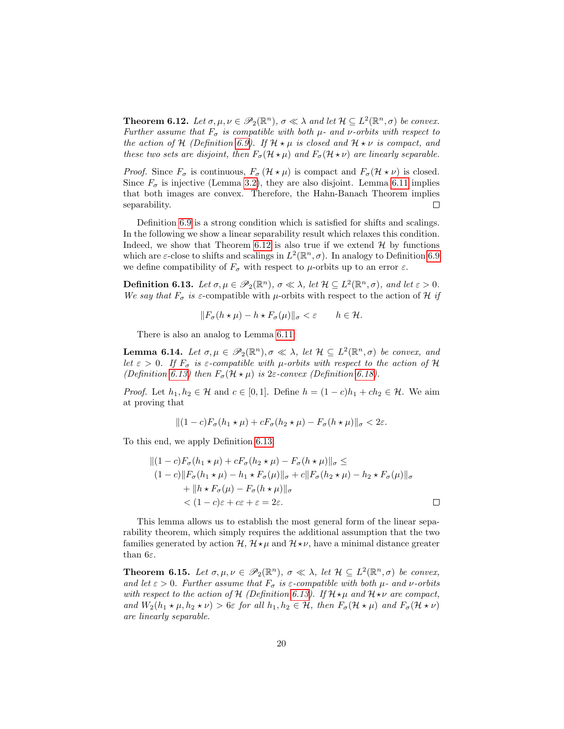**Theorem 6.12.** *Let $\sigma, \mu, \nu \in \mathscr{P}_2(\mathbb{R}^n)$, $\sigma \ll \lambda$ and let $\mathcal{H} \subseteq L^2(\mathbb{R}^n, \sigma)$ be convex. Further assume that $F_\sigma$ is compatible with both $\mu$- and $\nu$-orbits with respect to the action of $\mathcal{H}$ (Definition 6.9). If $\mathcal{H} \star \mu$ is closed and $\mathcal{H} \star \nu$ is compact, and these two sets are disjoint, then $F_\sigma(\mathcal{H} \star \mu)$ and $F_\sigma(\mathcal{H} \star \nu)$ are linearly separable.*

*Proof.* Since $F_\sigma$ is continuous, $F_\sigma(\mathcal{H} \star \mu)$ is compact and $F_\sigma(\mathcal{H} \star \nu)$ is closed. Since $F_\sigma$ is injective (Lemma 3.2), they are also disjoint. Lemma 6.11 implies that both images are convex. Therefore, the Hahn-Banach Theorem implies separability. □

Definition 6.9 is a strong condition which is satisfied for shifts and scalings. In the following we show a linear separability result which relaxes this condition. Indeed, we show that Theorem 6.12 is also true if we extend $\mathcal{H}$ by functions which are $\varepsilon$-close to shifts and scalings in $L^2(\mathbb{R}^n, \sigma)$. In analogy to Definition 6.9 we define compatibility of $F_\sigma$ with respect to $\mu$-orbits up to an error $\varepsilon$.

**Definition 6.13.** *Let $\sigma, \mu \in \mathscr{P}_2(\mathbb{R}^n)$, $\sigma \ll \lambda$, let $\mathcal{H} \subseteq L^2(\mathbb{R}^n, \sigma)$, and let $\varepsilon > 0$. We say that $F_\sigma$ is* $\varepsilon$-compatible with $\mu$-orbits *with respect to the action of $\mathcal{H}$ if*

$$\|F_\sigma(h \star \mu) - h \star F_\sigma(\mu)\|_\sigma < \varepsilon \qquad h \in \mathcal{H}.$$

There is also an analog to Lemma 6.11.

**Lemma 6.14.** *Let $\sigma, \mu \in \mathscr{P}_2(\mathbb{R}^n), \sigma \ll \lambda$, let $\mathcal{H} \subseteq L^2(\mathbb{R}^n, \sigma)$ be convex, and let $\varepsilon > 0$. If $F_\sigma$ is $\varepsilon$-compatible with $\mu$-orbits with respect to the action of $\mathcal{H}$ (Definition 6.13) then $F_\sigma(\mathcal{H} \star \mu)$ is $2\varepsilon$-convex (Definition 6.18).*

*Proof.* Let $h_1, h_2 \in \mathcal{H}$ and $c \in [0,1]$. Define $h = (1-c)h_1 + ch_2 \in \mathcal{H}$. We aim at proving that

$$\|(1-c)F_\sigma(h_1 \star \mu) + cF_\sigma(h_2 \star \mu) - F_\sigma(h \star \mu)\|_\sigma < 2\varepsilon.$$

To this end, we apply Definition 6.13

$$\begin{aligned}
&\|(1-c)F_\sigma(h_1 \star \mu) + cF_\sigma(h_2 \star \mu) - F_\sigma(h \star \mu)\|_\sigma \leq \\
&\quad (1-c)\|F_\sigma(h_1 \star \mu) - h_1 \star F_\sigma(\mu)\|_\sigma + c\|F_\sigma(h_2 \star \mu) - h_2 \star F_\sigma(\mu)\|_\sigma \\
&\qquad + \|h \star F_\sigma(\mu) - F_\sigma(h \star \mu)\|_\sigma \\
&\qquad < (1-c)\varepsilon + c\varepsilon + \varepsilon = 2\varepsilon.
\end{aligned}$$

□

This lemma allows us to establish the most general form of the linear separability theorem, which simply requires the additional assumption that the two families generated by action $\mathcal{H}$, $\mathcal{H} \star \mu$ and $\mathcal{H} \star \nu$, have a minimal distance greater than $6\varepsilon$.

**Theorem 6.15.** *Let $\sigma, \mu, \nu \in \mathscr{P}_2(\mathbb{R}^n)$, $\sigma \ll \lambda$, let $\mathcal{H} \subseteq L^2(\mathbb{R}^n, \sigma)$ be convex, and let $\varepsilon > 0$. Further assume that $F_\sigma$ is $\varepsilon$-compatible with both $\mu$- and $\nu$-orbits with respect to the action of $\mathcal{H}$ (Definition 6.13). If $\mathcal{H} \star \mu$ and $\mathcal{H} \star \nu$ are compact, and $W_2(h_1 \star \mu, h_2 \star \nu) > 6\varepsilon$ for all $h_1, h_2 \in \mathcal{H}$, then $F_\sigma(\mathcal{H} \star \mu)$ and $F_\sigma(\mathcal{H} \star \nu)$ are linearly separable.*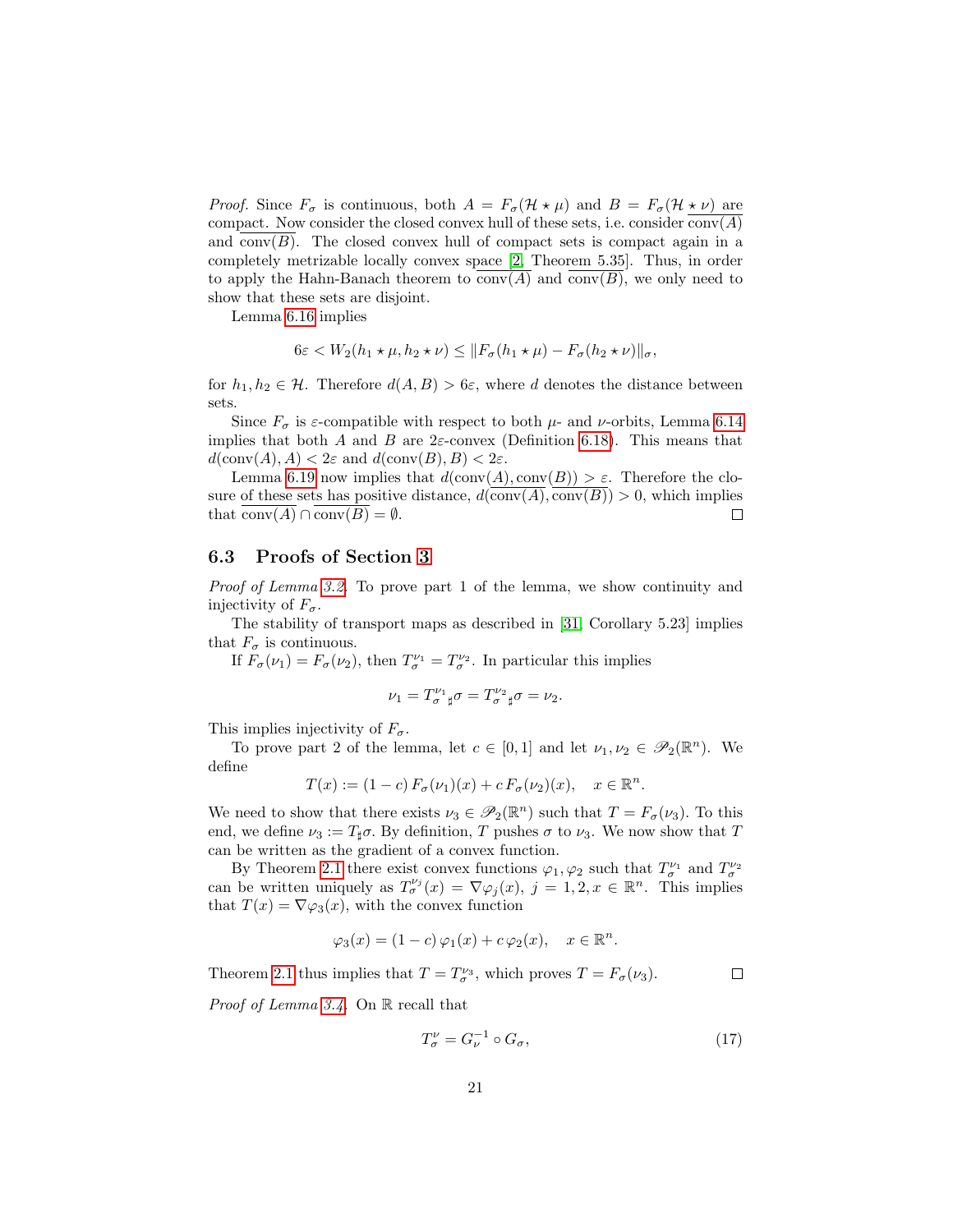*Proof.* Since $F_\sigma$ is continuous, both $A = F_\sigma(\mathcal{H} \star \mu)$ and $B = F_\sigma(\mathcal{H} \star \nu)$ are compact. Now consider the closed convex hull of these sets, i.e. consider $\overline{\mathrm{conv}(A)}$ and $\overline{\mathrm{conv}(B)}$. The closed convex hull of compact sets is compact again in a completely metrizable locally convex space [2, Theorem 5.35]. Thus, in order to apply the Hahn-Banach theorem to $\overline{\mathrm{conv}(A)}$ and $\overline{\mathrm{conv}(B)}$, we only need to show that these sets are disjoint.

Lemma 6.16 implies

$$6\varepsilon < W_2(h_1 \star \mu, h_2 \star \nu) \le \|F_\sigma(h_1 \star \mu) - F_\sigma(h_2 \star \nu)\|_\sigma,$$

for $h_1, h_2 \in \mathcal{H}$. Therefore $d(A, B) > 6\varepsilon$, where $d$ denotes the distance between sets.

Since $F_\sigma$ is $\varepsilon$-compatible with respect to both $\mu$- and $\nu$-orbits, Lemma 6.14 implies that both $A$ and $B$ are $2\varepsilon$-convex (Definition 6.18). This means that $d(\mathrm{conv}(A), A) < 2\varepsilon$ and $d(\mathrm{conv}(B), B) < 2\varepsilon$.

Lemma 6.19 now implies that $d(\mathrm{conv}(A), \mathrm{conv}(B)) > \varepsilon$. Therefore the closure of these sets has positive distance, $d(\overline{\mathrm{conv}(A)}, \overline{\mathrm{conv}(B)}) > 0$, which implies that $\overline{\mathrm{conv}(A)} \cap \overline{\mathrm{conv}(B)} = \emptyset$. $\square$

### 6.3 Proofs of Section 3

*Proof of Lemma 3.2.* To prove part 1 of the lemma, we show continuity and injectivity of $F_\sigma$.

The stability of transport maps as described in [31, Corollary 5.23] implies that $F_\sigma$ is continuous.

If $F_\sigma(\nu_1) = F_\sigma(\nu_2)$, then $T_\sigma^{\nu_1} = T_\sigma^{\nu_2}$. In particular this implies

$$\nu_1 = {T_\sigma^{\nu_1}}_\sharp \sigma = {T_\sigma^{\nu_2}}_\sharp \sigma = \nu_2.$$

This implies injectivity of $F_\sigma$.

To prove part 2 of the lemma, let $c \in [0,1]$ and let $\nu_1, \nu_2 \in \mathscr{P}_2(\mathbb{R}^n)$. We define

$$T(x) := (1-c)\, F_\sigma(\nu_1)(x) + c\, F_\sigma(\nu_2)(x), \quad x \in \mathbb{R}^n.$$

We need to show that there exists $\nu_3 \in \mathscr{P}_2(\mathbb{R}^n)$ such that $T = F_\sigma(\nu_3)$. To this end, we define $\nu_3 := T_\sharp \sigma$. By definition, $T$ pushes $\sigma$ to $\nu_3$. We now show that $T$ can be written as the gradient of a convex function.

By Theorem 2.1 there exist convex functions $\varphi_1, \varphi_2$ such that $T_\sigma^{\nu_1}$ and $T_\sigma^{\nu_2}$ can be written uniquely as $T_\sigma^{\nu_j}(x) = \nabla \varphi_j(x)$, $j = 1, 2, x \in \mathbb{R}^n$. This implies that $T(x) = \nabla \varphi_3(x)$, with the convex function

$$\varphi_3(x) = (1-c)\, \varphi_1(x) + c\, \varphi_2(x), \quad x \in \mathbb{R}^n.$$

Theorem 2.1 thus implies that $T = T_\sigma^{\nu_3}$, which proves $T = F_\sigma(\nu_3)$. $\square$

*Proof of Lemma 3.4.* On $\mathbb{R}$ recall that

$$T_\sigma^\nu = G_\nu^{-1} \circ G_\sigma, \tag{17}$$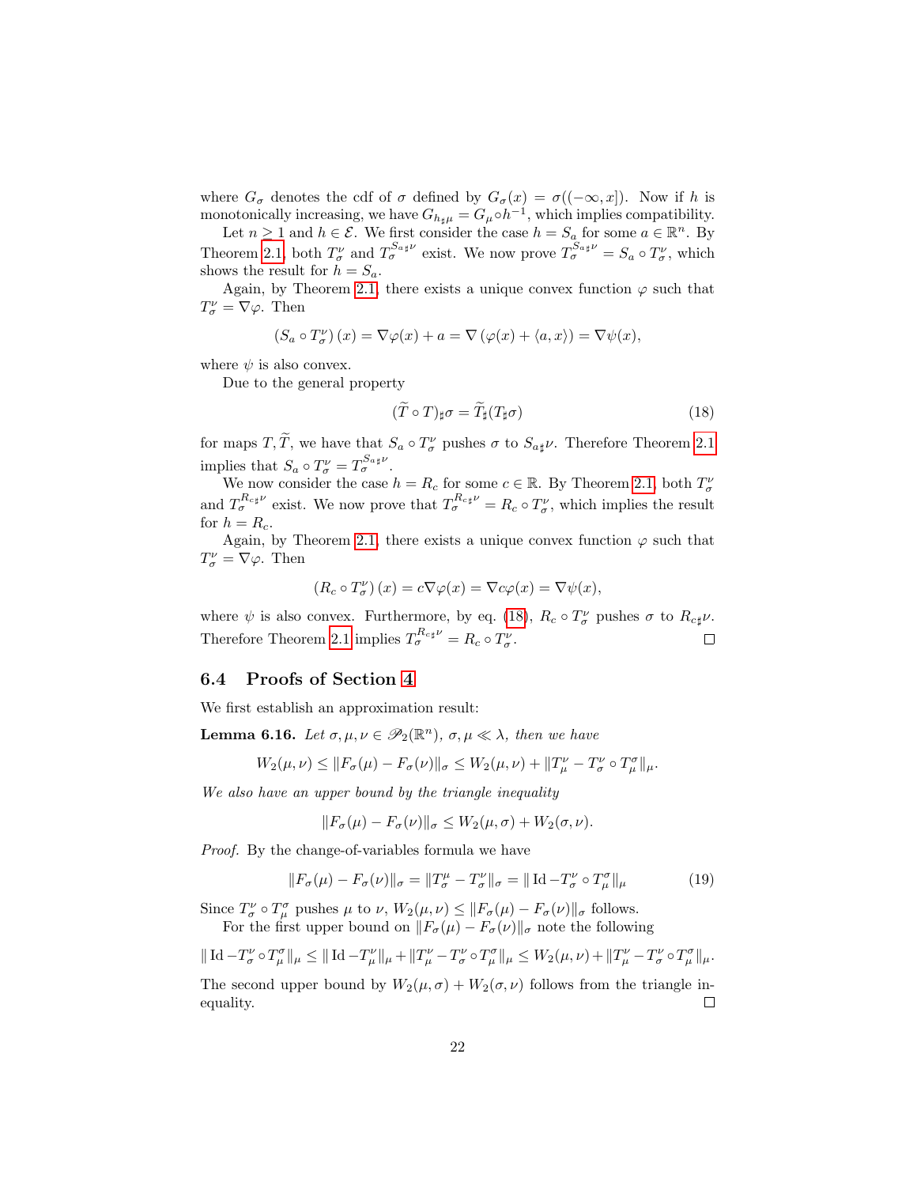where $G_\sigma$ denotes the cdf of $\sigma$ defined by $G_\sigma(x) = \sigma((-\infty, x])$. Now if $h$ is monotonically increasing, we have $G_{h_\sharp \mu} = G_\mu \circ h^{-1}$, which implies compatibility.

Let $n \geq 1$ and $h \in \mathcal{E}$. We first consider the case $h = S_a$ for some $a \in \mathbb{R}^n$. By Theorem 2.1, both $T_\sigma^\nu$ and $T_\sigma^{S_{a\sharp}\nu}$ exist. We now prove $T_\sigma^{S_{a\sharp}\nu} = S_a \circ T_\sigma^\nu$, which shows the result for $h = S_a$.

Again, by Theorem 2.1, there exists a unique convex function $\varphi$ such that $T_\sigma^\nu = \nabla\varphi$. Then

$$(S_a \circ T_\sigma^\nu)(x) = \nabla\varphi(x) + a = \nabla(\varphi(x) + \langle a, x\rangle) = \nabla\psi(x),$$

where $\psi$ is also convex.

Due to the general property

$$(\widetilde{T} \circ T)_\sharp \sigma = \widetilde{T}_\sharp (T_\sharp \sigma) \tag{18}$$

for maps $T, \widetilde{T}$, we have that $S_a \circ T_\sigma^\nu$ pushes $\sigma$ to $S_{a\sharp}\nu$. Therefore Theorem 2.1 implies that $S_a \circ T_\sigma^\nu = T_\sigma^{S_{a\sharp}\nu}$.

We now consider the case $h = R_c$ for some $c \in \mathbb{R}$. By Theorem 2.1, both $T_\sigma^\nu$ and $T_\sigma^{R_{c\sharp}\nu}$ exist. We now prove that $T_\sigma^{R_{c\sharp}\nu} = R_c \circ T_\sigma^\nu$, which implies the result for $h = R_c$.

Again, by Theorem 2.1, there exists a unique convex function $\varphi$ such that $T_\sigma^\nu = \nabla\varphi$. Then

$$(R_c \circ T_\sigma^\nu)(x) = c\nabla\varphi(x) = \nabla c\varphi(x) = \nabla\psi(x),$$

where $\psi$ is also convex. Furthermore, by eq. (18), $R_c \circ T_\sigma^\nu$ pushes $\sigma$ to $R_{c\sharp}\nu$. Therefore Theorem 2.1 implies $T_\sigma^{R_{c\sharp}\nu} = R_c \circ T_\sigma^\nu$. $\square$

## 6.4 Proofs of Section 4

We first establish an approximation result:

**Lemma 6.16.** *Let $\sigma, \mu, \nu \in \mathscr{P}_2(\mathbb{R}^n)$, $\sigma, \mu \ll \lambda$, then we have*

$$W_2(\mu, \nu) \leq \|F_\sigma(\mu) - F_\sigma(\nu)\|_\sigma \leq W_2(\mu, \nu) + \|T_\mu^\nu - T_\sigma^\nu \circ T_\mu^\sigma\|_\mu.$$

*We also have an upper bound by the triangle inequality*

$$\|F_\sigma(\mu) - F_\sigma(\nu)\|_\sigma \leq W_2(\mu, \sigma) + W_2(\sigma, \nu).$$

*Proof.* By the change-of-variables formula we have

$$\|F_\sigma(\mu) - F_\sigma(\nu)\|_\sigma = \|T_\sigma^\mu - T_\sigma^\nu\|_\sigma = \|\operatorname{Id} - T_\sigma^\nu \circ T_\mu^\sigma\|_\mu \tag{19}$$

Since $T_\sigma^\nu \circ T_\mu^\sigma$ pushes $\mu$ to $\nu$, $W_2(\mu, \nu) \leq \|F_\sigma(\mu) - F_\sigma(\nu)\|_\sigma$ follows.

For the first upper bound on $\|F_\sigma(\mu) - F_\sigma(\nu)\|_\sigma$ note the following

$$\|\operatorname{Id} - T_\sigma^\nu \circ T_\mu^\sigma\|_\mu \leq \|\operatorname{Id} - T_\mu^\nu\|_\mu + \|T_\mu^\nu - T_\sigma^\nu \circ T_\mu^\sigma\|_\mu \leq W_2(\mu, \nu) + \|T_\mu^\nu - T_\sigma^\nu \circ T_\mu^\sigma\|_\mu.$$

The second upper bound by $W_2(\mu, \sigma) + W_2(\sigma, \nu)$ follows from the triangle inequality. $\square$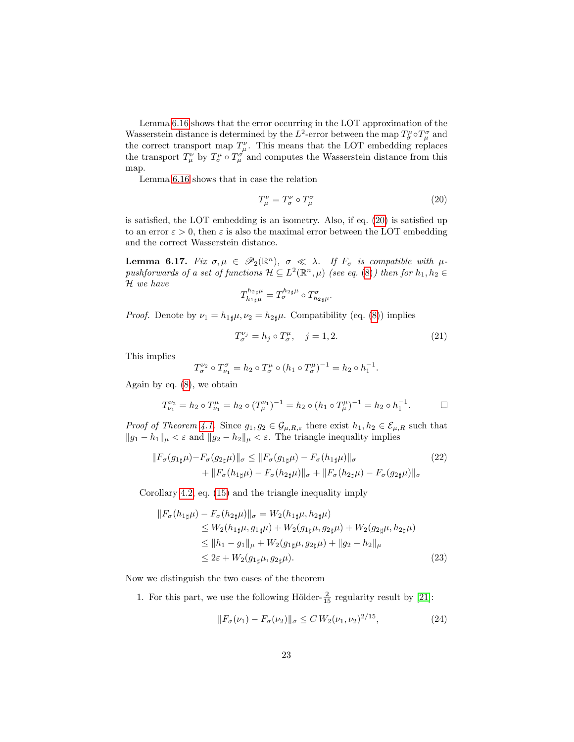Lemma 6.16 shows that the error occurring in the LOT approximation of the Wasserstein distance is determined by the $L^2$-error between the map $T^\mu_\sigma \circ T^\sigma_\mu$ and the correct transport map $T^\nu_\mu$. This means that the LOT embedding replaces the transport $T^\nu_\mu$ by $T^\mu_\sigma \circ T^\sigma_\mu$ and computes the Wasserstein distance from this map.

Lemma 6.16 shows that in case the relation

$$T^\nu_\mu = T^\nu_\sigma \circ T^\sigma_\mu \tag{20}$$

is satisfied, the LOT embedding is an isometry. Also, if eq. (20) is satisfied up to an error $\varepsilon > 0$, then $\varepsilon$ is also the maximal error between the LOT embedding and the correct Wasserstein distance.

**Lemma 6.17.** *Fix $\sigma, \mu \in \mathscr{P}_2(\mathbb{R}^n)$, $\sigma \ll \lambda$. If $F_\sigma$ is compatible with $\mu$-pushforwards of a set of functions $\mathcal{H} \subseteq L^2(\mathbb{R}^n, \mu)$ (see eq. (8)) then for $h_1, h_2 \in \mathcal{H}$ we have*

$$T^{h_{2\sharp}\mu}_{h_{1\sharp}\mu} = T^{h_{2\sharp}\mu}_\sigma \circ T^\sigma_{h_{2\sharp}\mu}.$$

*Proof.* Denote by $\nu_1 = h_{1\sharp}\mu, \nu_2 = h_{2\sharp}\mu$. Compatibility (eq. (8)) implies

$$T^{\nu_j}_\sigma = h_j \circ T^\mu_\sigma, \quad j = 1, 2. \tag{21}$$

This implies

$$T^{\nu_2}_\sigma \circ T^\sigma_{\nu_1} = h_2 \circ T^\mu_\sigma \circ (h_1 \circ T^\mu_\sigma)^{-1} = h_2 \circ h_1^{-1}.$$

Again by eq. (8), we obtain

$$T^{\nu_2}_{\nu_1} = h_2 \circ T^\mu_{\nu_1} = h_2 \circ (T^{\nu_1}_\mu)^{-1} = h_2 \circ (h_1 \circ T^\mu_\mu)^{-1} = h_2 \circ h_1^{-1}. \qquad \square$$

*Proof of Theorem 4.1.* Since $g_1, g_2 \in \mathcal{G}_{\mu,R,\varepsilon}$ there exist $h_1, h_2 \in \mathcal{E}_{\mu,R}$ such that $\|g_1 - h_1\|_\mu < \varepsilon$ and $\|g_2 - h_2\|_\mu < \varepsilon$. The triangle inequality implies

$$\begin{aligned}\|F_\sigma(g_{1\sharp}\mu) - F_\sigma(g_{2\sharp}\mu)\|_\sigma \le\ & \|F_\sigma(g_{1\sharp}\mu) - F_\sigma(h_{1\sharp}\mu)\|_\sigma \\ & + \|F_\sigma(h_{1\sharp}\mu) - F_\sigma(h_{2\sharp}\mu)\|_\sigma + \|F_\sigma(h_{2\sharp}\mu) - F_\sigma(g_{2\sharp}\mu)\|_\sigma\end{aligned} \tag{22}$$

Corollary 4.2, eq. (15) and the triangle inequality imply

$$\begin{aligned}\|F_\sigma(h_{1\sharp}\mu) - F_\sigma(h_{2\sharp}\mu)\|_\sigma &= W_2(h_{1\sharp}\mu, h_{2\sharp}\mu) \\ &\le W_2(h_{1\sharp}\mu, g_{1\sharp}\mu) + W_2(g_{1\sharp}\mu, g_{2\sharp}\mu) + W_2(g_{2\sharp}\mu, h_{2\sharp}\mu) \\ &\le \|h_1 - g_1\|_\mu + W_2(g_{1\sharp}\mu, g_{2\sharp}\mu) + \|g_2 - h_2\|_\mu \\ &\le 2\varepsilon + W_2(g_{1\sharp}\mu, g_{2\sharp}\mu).\end{aligned} \tag{23}$$

Now we distinguish the two cases of the theorem

1. For this part, we use the following Hölder-$\frac{2}{15}$ regularity result by [21]:

$$\|F_\sigma(\nu_1) - F_\sigma(\nu_2)\|_\sigma \le C\, W_2(\nu_1, \nu_2)^{2/15}, \tag{24}$$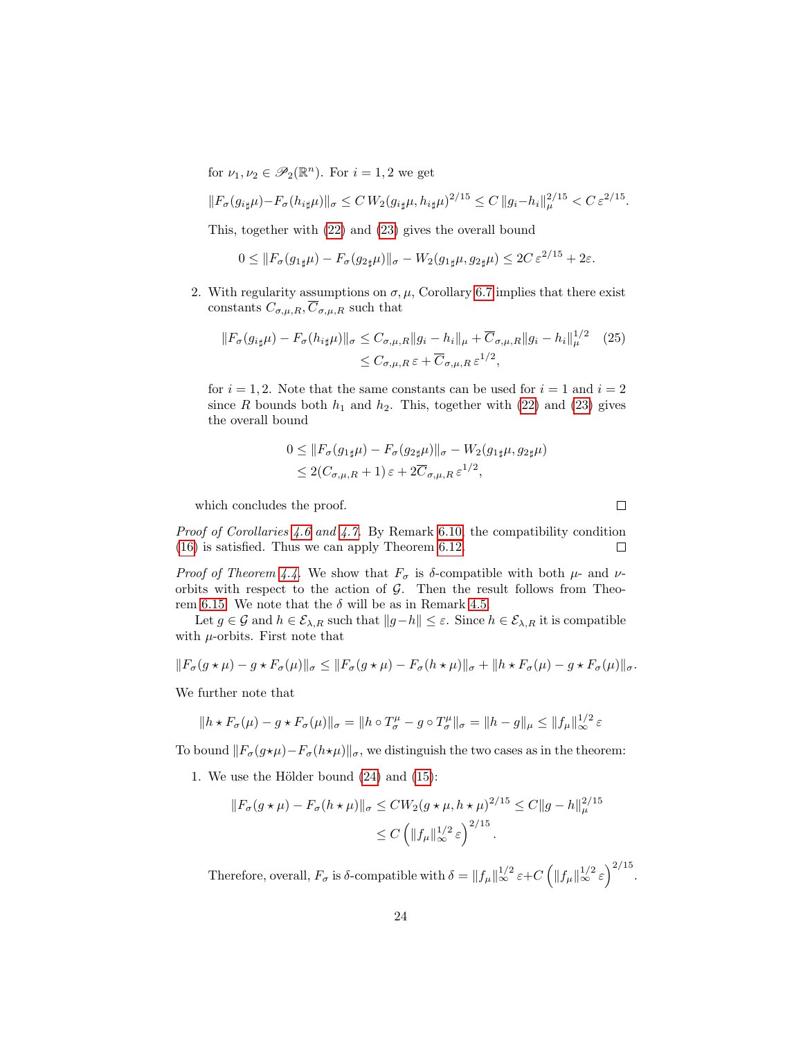for $\nu_1, \nu_2 \in \mathscr{P}_2(\mathbb{R}^n)$. For $i = 1, 2$ we get

$$\|F_\sigma(g_{i\sharp}\mu) - F_\sigma(h_{i\sharp}\mu)\|_\sigma \leq C\, W_2(g_{i\sharp}\mu, h_{i\sharp}\mu)^{2/15} \leq C\, \|g_i - h_i\|_\mu^{2/15} < C\, \varepsilon^{2/15}.$$

This, together with (22) and (23) gives the overall bound

$$0 \leq \|F_\sigma(g_{1\sharp}\mu) - F_\sigma(g_{2\sharp}\mu)\|_\sigma - W_2(g_{1\sharp}\mu, g_{2\sharp}\mu) \leq 2C\, \varepsilon^{2/15} + 2\varepsilon.$$

2. With regularity assumptions on $\sigma, \mu$, Corollary 6.7 implies that there exist constants $C_{\sigma,\mu,R}, \overline{C}_{\sigma,\mu,R}$ such that

$$\begin{aligned} \|F_\sigma(g_{i\sharp}\mu) - F_\sigma(h_{i\sharp}\mu)\|_\sigma &\leq C_{\sigma,\mu,R}\|g_i - h_i\|_\mu + \overline{C}_{\sigma,\mu,R}\|g_i - h_i\|_\mu^{1/2} \qquad (25)\\ &\leq C_{\sigma,\mu,R}\, \varepsilon + \overline{C}_{\sigma,\mu,R}\, \varepsilon^{1/2}, \end{aligned}$$

for $i = 1, 2$. Note that the same constants can be used for $i = 1$ and $i = 2$ since $R$ bounds both $h_1$ and $h_2$. This, together with (22) and (23) gives the overall bound

$$\begin{aligned} 0 &\leq \|F_\sigma(g_{1\sharp}\mu) - F_\sigma(g_{2\sharp}\mu)\|_\sigma - W_2(g_{1\sharp}\mu, g_{2\sharp}\mu)\\ &\leq 2(C_{\sigma,\mu,R} + 1)\, \varepsilon + 2\overline{C}_{\sigma,\mu,R}\, \varepsilon^{1/2}, \end{aligned}$$

which concludes the proof. □

*Proof of Corollaries 4.6 and 4.7.* By Remark 6.10, the compatibility condition (16) is satisfied. Thus we can apply Theorem 6.12. □

*Proof of Theorem 4.4.* We show that $F_\sigma$ is $\delta$-compatible with both $\mu$- and $\nu$-orbits with respect to the action of $\mathcal{G}$. Then the result follows from Theorem 6.15. We note that the $\delta$ will be as in Remark 4.5.

Let $g \in \mathcal{G}$ and $h \in \mathcal{E}_{\lambda,R}$ such that $\|g - h\| \leq \varepsilon$. Since $h \in \mathcal{E}_{\lambda,R}$ it is compatible with $\mu$-orbits. First note that

$$\|F_\sigma(g \star \mu) - g \star F_\sigma(\mu)\|_\sigma \leq \|F_\sigma(g \star \mu) - F_\sigma(h \star \mu)\|_\sigma + \|h \star F_\sigma(\mu) - g \star F_\sigma(\mu)\|_\sigma.$$

We further note that

$$\|h \star F_\sigma(\mu) - g \star F_\sigma(\mu)\|_\sigma = \|h \circ T_\sigma^\mu - g \circ T_\sigma^\mu\|_\sigma = \|h - g\|_\mu \leq \|f_\mu\|_\infty^{1/2}\, \varepsilon$$

To bound $\|F_\sigma(g\star\mu) - F_\sigma(h\star\mu)\|_\sigma$, we distinguish the two cases as in the theorem:

1. We use the Hölder bound (24) and (15):

$$\begin{aligned} \|F_\sigma(g \star \mu) - F_\sigma(h \star \mu)\|_\sigma &\leq C W_2(g \star \mu, h \star \mu)^{2/15} \leq C\|g - h\|_\mu^{2/15}\\ &\leq C\left(\|f_\mu\|_\infty^{1/2}\, \varepsilon\right)^{2/15}. \end{aligned}$$

Therefore, overall, $F_\sigma$ is $\delta$-compatible with $\delta = \|f_\mu\|_\infty^{1/2}\, \varepsilon + C\left(\|f_\mu\|_\infty^{1/2}\, \varepsilon\right)^{2/15}$.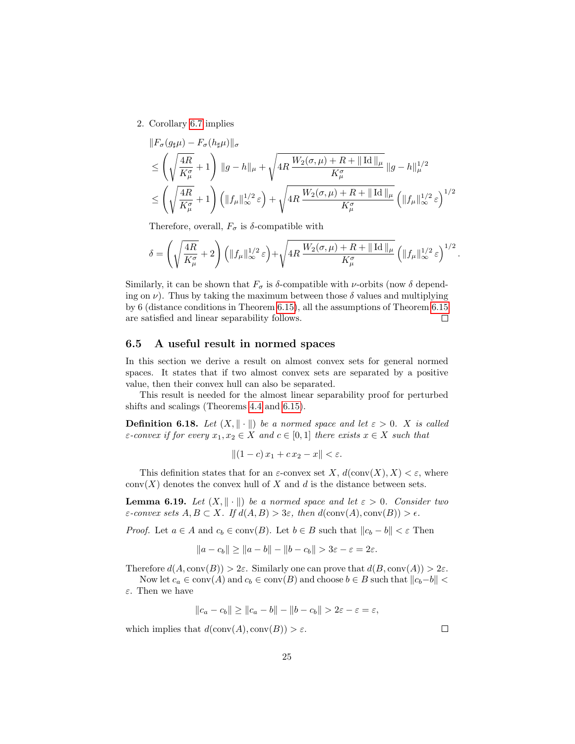2. Corollary 6.7 implies

$$
\begin{aligned}
&\|F_\sigma(g_\sharp\mu) - F_\sigma(h_\sharp\mu)\|_\sigma \\
&\leq \left(\sqrt{\frac{4R}{K_\mu^\sigma}} + 1\right) \|g - h\|_\mu + \sqrt{4R\,\frac{W_2(\sigma,\mu) + R + \|\,\mathrm{Id}\,\|_\mu}{K_\mu^\sigma}}\, \|g - h\|_\mu^{1/2} \\
&\leq \left(\sqrt{\frac{4R}{K_\mu^\sigma}} + 1\right) \left(\|f_\mu\|_\infty^{1/2}\,\varepsilon\right) + \sqrt{4R\,\frac{W_2(\sigma,\mu) + R + \|\,\mathrm{Id}\,\|_\mu}{K_\mu^\sigma}} \left(\|f_\mu\|_\infty^{1/2}\,\varepsilon\right)^{1/2}
\end{aligned}
$$

Therefore, overall, $F_\sigma$ is $\delta$-compatible with

$$
\delta = \left(\sqrt{\frac{4R}{K_\mu^\sigma}} + 2\right) \left(\|f_\mu\|_\infty^{1/2}\,\varepsilon\right) + \sqrt{4R\,\frac{W_2(\sigma,\mu) + R + \|\,\mathrm{Id}\,\|_\mu}{K_\mu^\sigma}} \left(\|f_\mu\|_\infty^{1/2}\,\varepsilon\right)^{1/2}.
$$

Similarly, it can be shown that $F_\sigma$ is $\delta$-compatible with $\nu$-orbits (now $\delta$ depending on $\nu$). Thus by taking the maximum between those $\delta$ values and multiplying by 6 (distance conditions in Theorem 6.15), all the assumptions of Theorem 6.15 are satisfied and linear separability follows. □

### 6.5 A useful result in normed spaces

In this section we derive a result on almost convex sets for general normed spaces. It states that if two almost convex sets are separated by a positive value, then their convex hull can also be separated.

This result is needed for the almost linear separability proof for perturbed shifts and scalings (Theorems 4.4 and 6.15).

**Definition 6.18.** *Let $(X, \|\cdot\|)$ be a normed space and let $\varepsilon > 0$. $X$ is called $\varepsilon$-convex if for every $x_1, x_2 \in X$ and $c \in [0,1]$ there exists $x \in X$ such that*

$$
\|(1-c)\,x_1 + c\,x_2 - x\| < \varepsilon.
$$

This definition states that for an $\varepsilon$-convex set $X$, $d(\mathrm{conv}(X), X) < \varepsilon$, where $\mathrm{conv}(X)$ denotes the convex hull of $X$ and $d$ is the distance between sets.

**Lemma 6.19.** *Let $(X, \|\cdot\|)$ be a normed space and let $\varepsilon > 0$. Consider two $\varepsilon$-convex sets $A, B \subset X$. If $d(A, B) > 3\varepsilon$, then $d(\mathrm{conv}(A), \mathrm{conv}(B)) > \epsilon$.*

*Proof.* Let $a \in A$ and $c_b \in \mathrm{conv}(B)$. Let $b \in B$ such that $\|c_b - b\| < \varepsilon$ Then

$$
\|a - c_b\| \geq \|a - b\| - \|b - c_b\| > 3\varepsilon - \varepsilon = 2\varepsilon.
$$

Therefore $d(A, \mathrm{conv}(B)) > 2\varepsilon$. Similarly one can prove that $d(B, \mathrm{conv}(A)) > 2\varepsilon$.

Now let $c_a \in \mathrm{conv}(A)$ and $c_b \in \mathrm{conv}(B)$ and choose $b \in B$ such that $\|c_b - b\| < \varepsilon$. Then we have

$$
\|c_a - c_b\| \geq \|c_a - b\| - \|b - c_b\| > 2\varepsilon - \varepsilon = \varepsilon,
$$

which implies that $d(\mathrm{conv}(A), \mathrm{conv}(B)) > \varepsilon$. □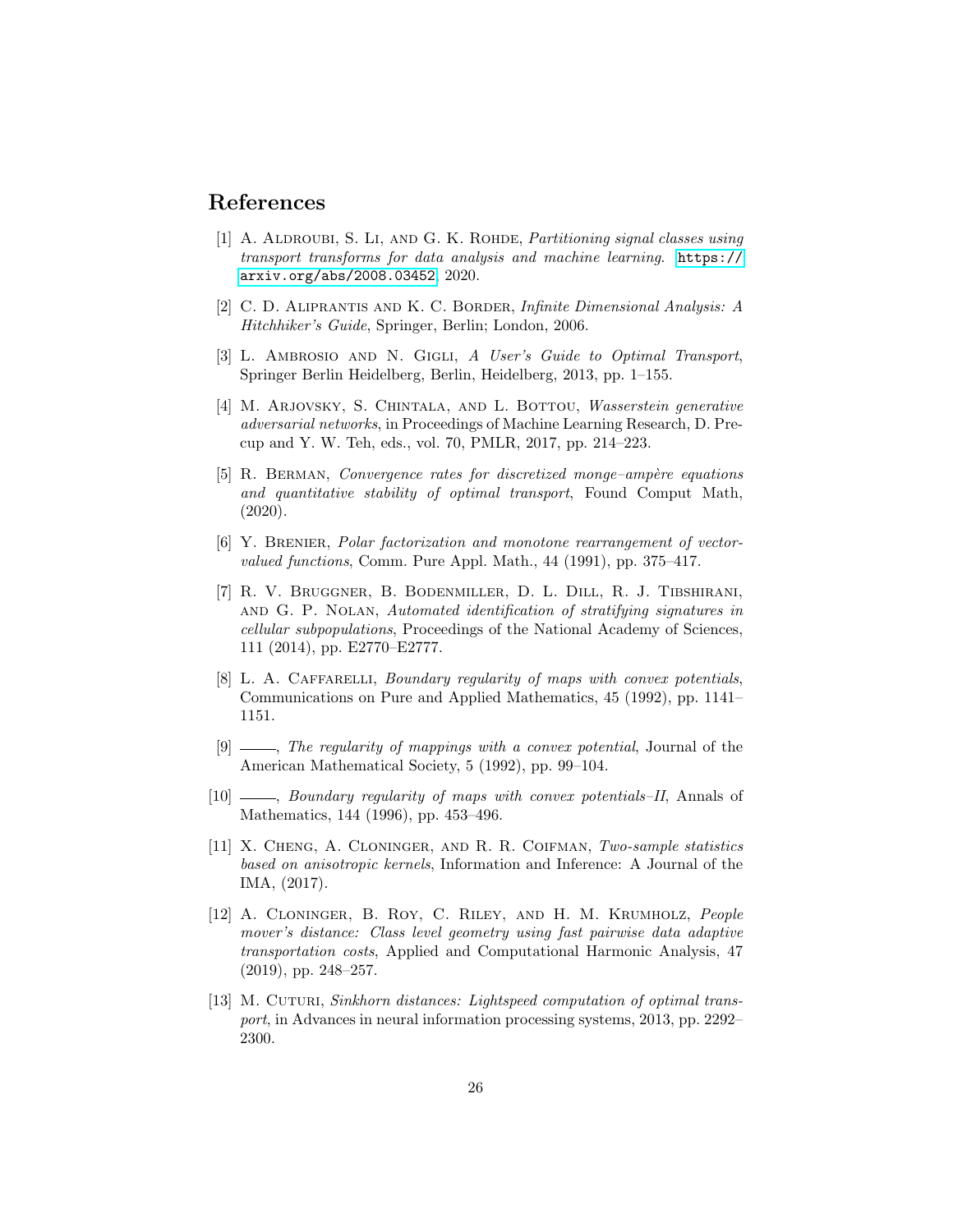## References

[1] A. Aldroubi, S. Li, and G. K. Rohde, *Partitioning signal classes using transport transforms for data analysis and machine learning*. https://arxiv.org/abs/2008.03452, 2020.

[2] C. D. Aliprantis and K. C. Border, *Infinite Dimensional Analysis: A Hitchhiker's Guide*, Springer, Berlin; London, 2006.

[3] L. Ambrosio and N. Gigli, *A User's Guide to Optimal Transport*, Springer Berlin Heidelberg, Berlin, Heidelberg, 2013, pp. 1–155.

[4] M. Arjovsky, S. Chintala, and L. Bottou, *Wasserstein generative adversarial networks*, in Proceedings of Machine Learning Research, D. Precup and Y. W. Teh, eds., vol. 70, PMLR, 2017, pp. 214–223.

[5] R. Berman, *Convergence rates for discretized monge–ampère equations and quantitative stability of optimal transport*, Found Comput Math, (2020).

[6] Y. Brenier, *Polar factorization and monotone rearrangement of vector-valued functions*, Comm. Pure Appl. Math., 44 (1991), pp. 375–417.

[7] R. V. Bruggner, B. Bodenmiller, D. L. Dill, R. J. Tibshirani, and G. P. Nolan, *Automated identification of stratifying signatures in cellular subpopulations*, Proceedings of the National Academy of Sciences, 111 (2014), pp. E2770–E2777.

[8] L. A. Caffarelli, *Boundary regularity of maps with convex potentials*, Communications on Pure and Applied Mathematics, 45 (1992), pp. 1141–1151.

[9] ———, *The regularity of mappings with a convex potential*, Journal of the American Mathematical Society, 5 (1992), pp. 99–104.

[10] ———, *Boundary regularity of maps with convex potentials–II*, Annals of Mathematics, 144 (1996), pp. 453–496.

[11] X. Cheng, A. Cloninger, and R. R. Coifman, *Two-sample statistics based on anisotropic kernels*, Information and Inference: A Journal of the IMA, (2017).

[12] A. Cloninger, B. Roy, C. Riley, and H. M. Krumholz, *People mover's distance: Class level geometry using fast pairwise data adaptive transportation costs*, Applied and Computational Harmonic Analysis, 47 (2019), pp. 248–257.

[13] M. Cuturi, *Sinkhorn distances: Lightspeed computation of optimal transport*, in Advances in neural information processing systems, 2013, pp. 2292–2300.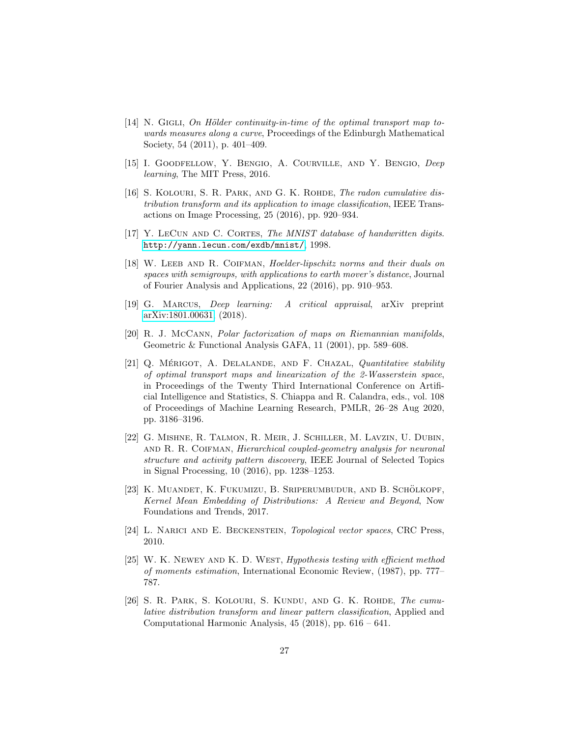[14] N. Gigli, *On Hölder continuity-in-time of the optimal transport map towards measures along a curve*, Proceedings of the Edinburgh Mathematical Society, 54 (2011), p. 401–409.

[15] I. Goodfellow, Y. Bengio, A. Courville, and Y. Bengio, *Deep learning*, The MIT Press, 2016.

[16] S. Kolouri, S. R. Park, and G. K. Rohde, *The radon cumulative distribution transform and its application to image classification*, IEEE Transactions on Image Processing, 25 (2016), pp. 920–934.

[17] Y. LeCun and C. Cortes, *The MNIST database of handwritten digits*. http://yann.lecun.com/exdb/mnist/, 1998.

[18] W. Leeb and R. Coifman, *Hoelder-lipschitz norms and their duals on spaces with semigroups, with applications to earth mover's distance*, Journal of Fourier Analysis and Applications, 22 (2016), pp. 910–953.

[19] G. Marcus, *Deep learning: A critical appraisal*, arXiv preprint arXiv:1801.00631 (2018).

[20] R. J. McCann, *Polar factorization of maps on Riemannian manifolds*, Geometric & Functional Analysis GAFA, 11 (2001), pp. 589–608.

[21] Q. Mérigot, A. Delalande, and F. Chazal, *Quantitative stability of optimal transport maps and linearization of the 2-Wasserstein space*, in Proceedings of the Twenty Third International Conference on Artificial Intelligence and Statistics, S. Chiappa and R. Calandra, eds., vol. 108 of Proceedings of Machine Learning Research, PMLR, 26–28 Aug 2020, pp. 3186–3196.

[22] G. Mishne, R. Talmon, R. Meir, J. Schiller, M. Lavzin, U. Dubin, and R. R. Coifman, *Hierarchical coupled-geometry analysis for neuronal structure and activity pattern discovery*, IEEE Journal of Selected Topics in Signal Processing, 10 (2016), pp. 1238–1253.

[23] K. Muandet, K. Fukumizu, B. Sriperumbudur, and B. Schölkopf, *Kernel Mean Embedding of Distributions: A Review and Beyond*, Now Foundations and Trends, 2017.

[24] L. Narici and E. Beckenstein, *Topological vector spaces*, CRC Press, 2010.

[25] W. K. Newey and K. D. West, *Hypothesis testing with efficient method of moments estimation*, International Economic Review, (1987), pp. 777–787.

[26] S. R. Park, S. Kolouri, S. Kundu, and G. K. Rohde, *The cumulative distribution transform and linear pattern classification*, Applied and Computational Harmonic Analysis, 45 (2018), pp. 616 – 641.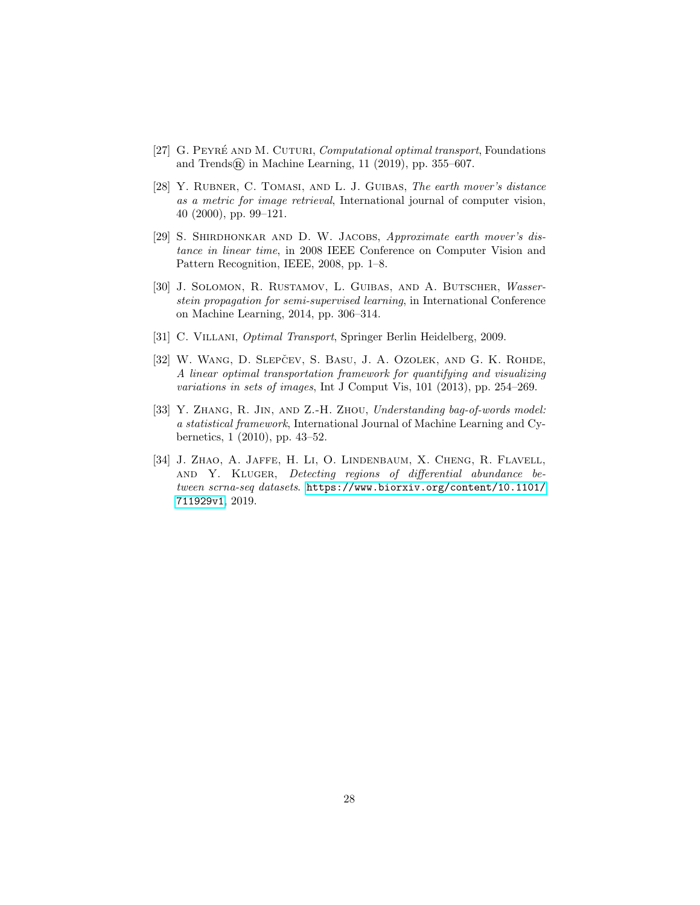[27] G. Peyré and M. Cuturi, *Computational optimal transport*, Foundations and Trends® in Machine Learning, 11 (2019), pp. 355–607.

[28] Y. Rubner, C. Tomasi, and L. J. Guibas, *The earth mover's distance as a metric for image retrieval*, International journal of computer vision, 40 (2000), pp. 99–121.

[29] S. Shirdhonkar and D. W. Jacobs, *Approximate earth mover's distance in linear time*, in 2008 IEEE Conference on Computer Vision and Pattern Recognition, IEEE, 2008, pp. 1–8.

[30] J. Solomon, R. Rustamov, L. Guibas, and A. Butscher, *Wasserstein propagation for semi-supervised learning*, in International Conference on Machine Learning, 2014, pp. 306–314.

[31] C. Villani, *Optimal Transport*, Springer Berlin Heidelberg, 2009.

[32] W. Wang, D. Slepčev, S. Basu, J. A. Ozolek, and G. K. Rohde, *A linear optimal transportation framework for quantifying and visualizing variations in sets of images*, Int J Comput Vis, 101 (2013), pp. 254–269.

[33] Y. Zhang, R. Jin, and Z.-H. Zhou, *Understanding bag-of-words model: a statistical framework*, International Journal of Machine Learning and Cybernetics, 1 (2010), pp. 43–52.

[34] J. Zhao, A. Jaffe, H. Li, O. Lindenbaum, X. Cheng, R. Flavell, and Y. Kluger, *Detecting regions of differential abundance between scrna-seq datasets*. https://www.biorxiv.org/content/10.1101/711929v1, 2019.